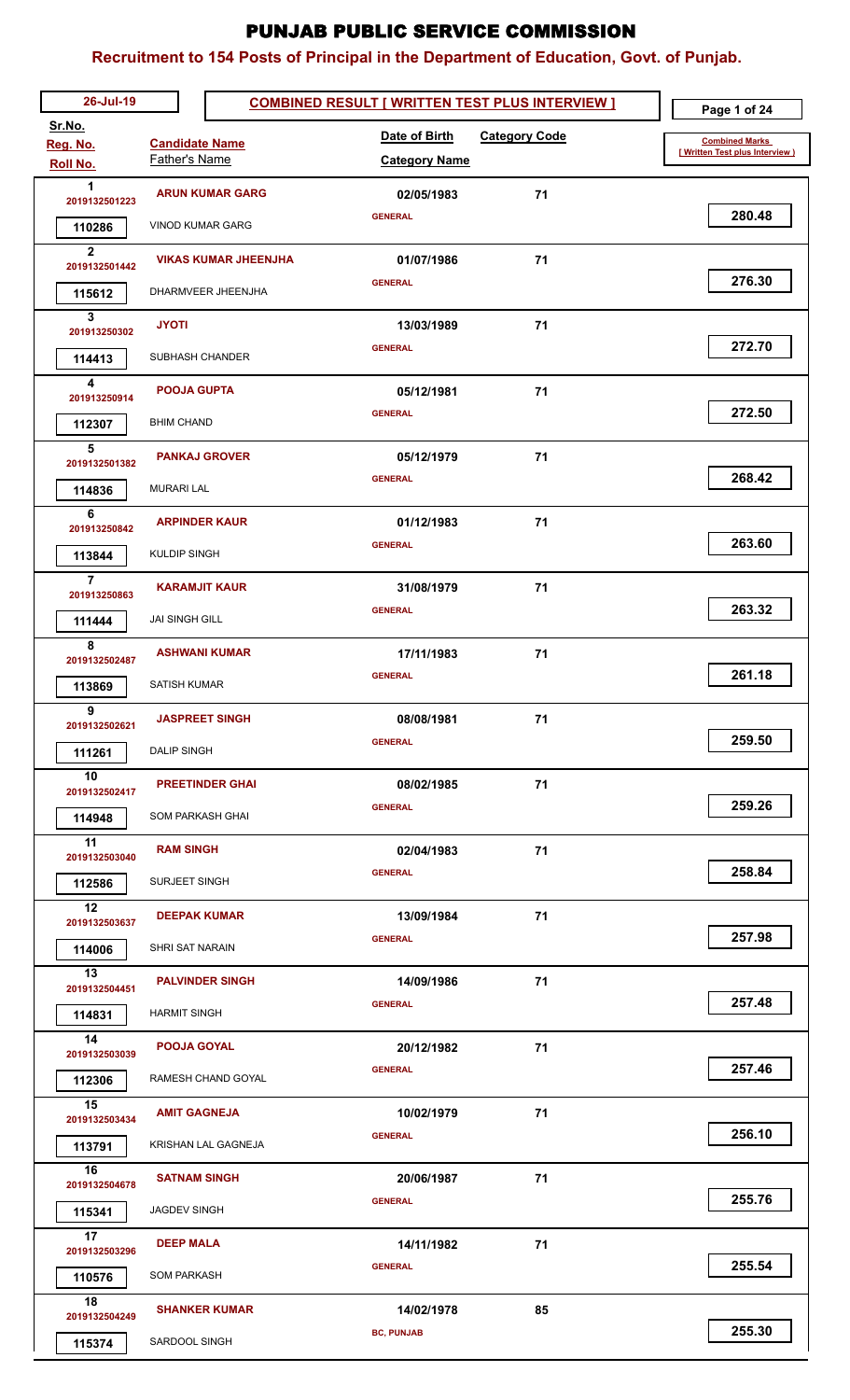# PUNJAB PUBLIC SERVICE COMMISSION

## Recruitment to 154 Posts of Principal in the Department of Education, Govt. of Punjab.

26-Jul-19

**COMBINED RESULT [ WRITTEN TEST PLUS INTERVIEW ]**

| Sr.No. / Reg. No. / Roll No. | Candidate Name / Father's Name | Date of Birth / Category Name | Category Code | Combined Marks [ Written Test plus Interview ] |
|---|---|---|---|---|
| 1 / 2019132501223 / 110286 | **ARUN KUMAR GARG** / VINOD KUMAR GARG | 02/05/1983 / GENERAL | 71 | 280.48 |
| 2 / 2019132501442 / 115612 | **VIKAS KUMAR JHEENJHA** / DHARMVEER JHEENJHA | 01/07/1986 / GENERAL | 71 | 276.30 |
| 3 / 201913250302 / 114413 | **JYOTI** / SUBHASH CHANDER | 13/03/1989 / GENERAL | 71 | 272.70 |
| 4 / 201913250914 / 112307 | **POOJA GUPTA** / BHIM CHAND | 05/12/1981 / GENERAL | 71 | 272.50 |
| 5 / 2019132501382 / 114836 | **PANKAJ GROVER** / MURARI LAL | 05/12/1979 / GENERAL | 71 | 268.42 |
| 6 / 201913250842 / 113844 | **ARPINDER KAUR** / KULDIP SINGH | 01/12/1983 / GENERAL | 71 | 263.60 |
| 7 / 201913250863 / 111444 | **KARAMJIT KAUR** / JAI SINGH GILL | 31/08/1979 / GENERAL | 71 | 263.32 |
| 8 / 2019132502487 / 113869 | **ASHWANI KUMAR** / SATISH KUMAR | 17/11/1983 / GENERAL | 71 | 261.18 |
| 9 / 2019132502621 / 111261 | **JASPREET SINGH** / DALIP SINGH | 08/08/1981 / GENERAL | 71 | 259.50 |
| 10 / 2019132502417 / 114948 | **PREETINDER GHAI** / SOM PARKASH GHAI | 08/02/1985 / GENERAL | 71 | 259.26 |
| 11 / 2019132503040 / 112586 | **RAM SINGH** / SURJEET SINGH | 02/04/1983 / GENERAL | 71 | 258.84 |
| 12 / 2019132503637 / 114006 | **DEEPAK KUMAR** / SHRI SAT NARAIN | 13/09/1984 / GENERAL | 71 | 257.98 |
| 13 / 2019132504451 / 114831 | **PALVINDER SINGH** / HARMIT SINGH | 14/09/1986 / GENERAL | 71 | 257.48 |
| 14 / 2019132503039 / 112306 | **POOJA GOYAL** / RAMESH CHAND GOYAL | 20/12/1982 / GENERAL | 71 | 257.46 |
| 15 / 2019132503434 / 113791 | **AMIT GAGNEJA** / KRISHAN LAL GAGNEJA | 10/02/1979 / GENERAL | 71 | 256.10 |
| 16 / 2019132504678 / 115341 | **SATNAM SINGH** / JAGDEV SINGH | 20/06/1987 / GENERAL | 71 | 255.76 |
| 17 / 2019132503296 / 110576 | **DEEP MALA** / SOM PARKASH | 14/11/1982 / GENERAL | 71 | 255.54 |
| 18 / 2019132504249 / 115374 | **SHANKER KUMAR** / SARDOOL SINGH | 14/02/1978 / BC, PUNJAB | 85 | 255.30 |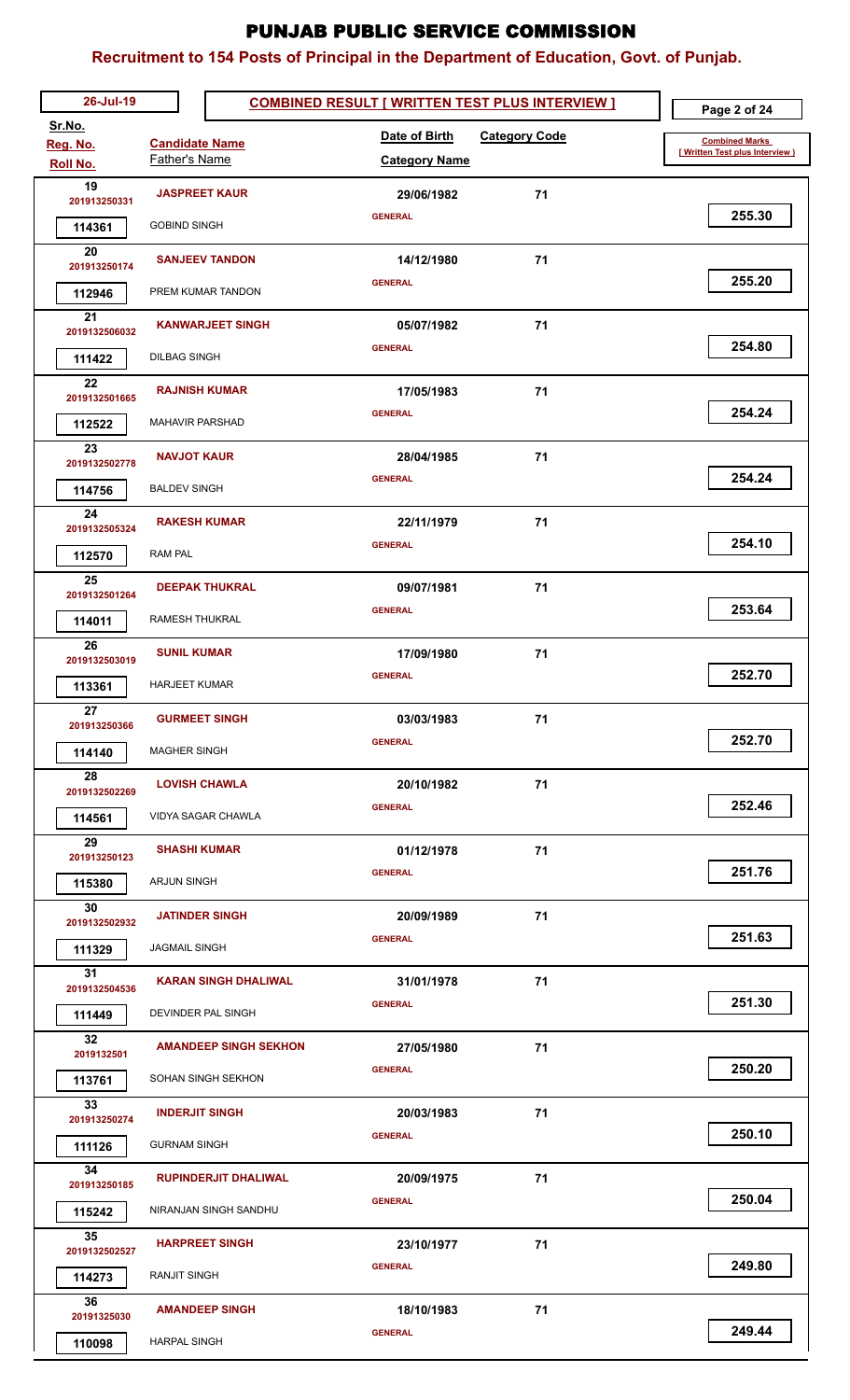# PUNJAB PUBLIC SERVICE COMMISSION

## Recruitment to 154 Posts of Principal in the Department of Education, Govt. of Punjab.

26-Jul-19 — **COMBINED RESULT [ WRITTEN TEST PLUS INTERVIEW ]**

| Sr.No. | Reg. No. | Roll No. | Candidate Name | Father's Name | Date of Birth | Category Name | Category Code | Combined Marks [ Written Test plus Interview ] |
|---|---|---|---|---|---|---|---|---|
| 19 | 201913250331 | 114361 | JASPREET KAUR | GOBIND SINGH | 29/06/1982 | GENERAL | 71 | 255.30 |
| 20 | 201913250174 | 112946 | SANJEEV TANDON | PREM KUMAR TANDON | 14/12/1980 | GENERAL | 71 | 255.20 |
| 21 | 2019132506032 | 111422 | KANWARJEET SINGH | DILBAG SINGH | 05/07/1982 | GENERAL | 71 | 254.80 |
| 22 | 2019132501665 | 112522 | RAJNISH KUMAR | MAHAVIR PARSHAD | 17/05/1983 | GENERAL | 71 | 254.24 |
| 23 | 2019132502778 | 114756 | NAVJOT KAUR | BALDEV SINGH | 28/04/1985 | GENERAL | 71 | 254.24 |
| 24 | 2019132505324 | 112570 | RAKESH KUMAR | RAM PAL | 22/11/1979 | GENERAL | 71 | 254.10 |
| 25 | 2019132501264 | 114011 | DEEPAK THUKRAL | RAMESH THUKRAL | 09/07/1981 | GENERAL | 71 | 253.64 |
| 26 | 2019132503019 | 113361 | SUNIL KUMAR | HARJEET KUMAR | 17/09/1980 | GENERAL | 71 | 252.70 |
| 27 | 201913250366 | 114140 | GURMEET SINGH | MAGHER SINGH | 03/03/1983 | GENERAL | 71 | 252.70 |
| 28 | 2019132502269 | 114561 | LOVISH CHAWLA | VIDYA SAGAR CHAWLA | 20/10/1982 | GENERAL | 71 | 252.46 |
| 29 | 201913250123 | 115380 | SHASHI KUMAR | ARJUN SINGH | 01/12/1978 | GENERAL | 71 | 251.76 |
| 30 | 2019132502932 | 111329 | JATINDER SINGH | JAGMAIL SINGH | 20/09/1989 | GENERAL | 71 | 251.63 |
| 31 | 2019132504536 | 111449 | KARAN SINGH DHALIWAL | DEVINDER PAL SINGH | 31/01/1978 | GENERAL | 71 | 251.30 |
| 32 | 2019132501 | 113761 | AMANDEEP SINGH SEKHON | SOHAN SINGH SEKHON | 27/05/1980 | GENERAL | 71 | 250.20 |
| 33 | 201913250274 | 111126 | INDERJIT SINGH | GURNAM SINGH | 20/03/1983 | GENERAL | 71 | 250.10 |
| 34 | 201913250185 | 115242 | RUPINDERJIT DHALIWAL | NIRANJAN SINGH SANDHU | 20/09/1975 | GENERAL | 71 | 250.04 |
| 35 | 2019132502527 | 114273 | HARPREET SINGH | RANJIT SINGH | 23/10/1977 | GENERAL | 71 | 249.80 |
| 36 | 20191325030 | 110098 | AMANDEEP SINGH | HARPAL SINGH | 18/10/1983 | GENERAL | 71 | 249.44 |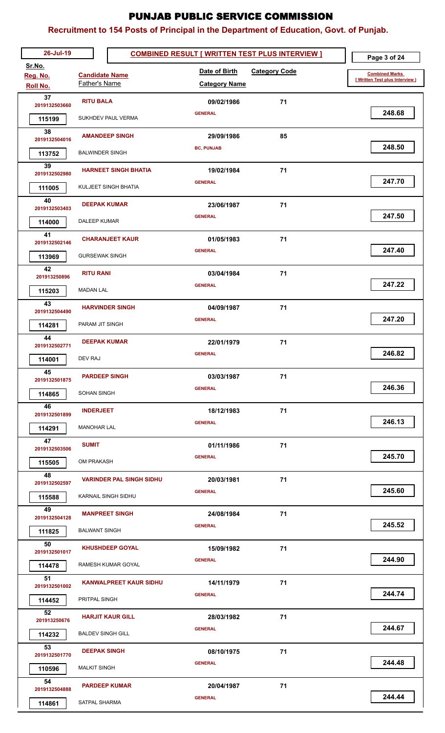# PUNJAB PUBLIC SERVICE COMMISSION

## Recruitment to 154 Posts of Principal in the Department of Education, Govt. of Punjab.

26-Jul-19 — **COMBINED RESULT [ WRITTEN TEST PLUS INTERVIEW ]**

| Sr.No. / Reg. No. / Roll No. | Candidate Name / Father's Name | Date of Birth / Category Name | Category Code | Combined Marks [ Written Test plus Interview ] |
|---|---|---|---|---|
| 37 / 2019132503660 / 115199 | **RITU BALA** / SUKHDEV PAUL VERMA | 09/02/1986 / GENERAL | 71 | 248.68 |
| 38 / 2019132504016 / 113752 | **AMANDEEP SINGH** / BALWINDER SINGH | 29/09/1986 / BC, PUNJAB | 85 | 248.50 |
| 39 / 2019132502980 / 111005 | **HARNEET SINGH BHATIA** / KULJEET SINGH BHATIA | 19/02/1984 / GENERAL | 71 | 247.70 |
| 40 / 2019132503403 / 114000 | **DEEPAK KUMAR** / DALEEP KUMAR | 23/06/1987 / GENERAL | 71 | 247.50 |
| 41 / 2019132502146 / 113969 | **CHARANJEET KAUR** / GURSEWAK SINGH | 01/05/1983 / GENERAL | 71 | 247.40 |
| 42 / 201913250896 / 115203 | **RITU RANI** / MADAN LAL | 03/04/1984 / GENERAL | 71 | 247.22 |
| 43 / 2019132504490 / 114281 | **HARVINDER SINGH** / PARAM JIT SINGH | 04/09/1987 / GENERAL | 71 | 247.20 |
| 44 / 2019132502771 / 114001 | **DEEPAK KUMAR** / DEV RAJ | 22/01/1979 / GENERAL | 71 | 246.82 |
| 45 / 2019132501875 / 114865 | **PARDEEP SINGH** / SOHAN SINGH | 03/03/1987 / GENERAL | 71 | 246.36 |
| 46 / 2019132501899 / 114291 | **INDERJEET** / MANOHAR LAL | 18/12/1983 / GENERAL | 71 | 246.13 |
| 47 / 2019132503506 / 115505 | **SUMIT** / OM PRAKASH | 01/11/1986 / GENERAL | 71 | 245.70 |
| 48 / 2019132502597 / 115588 | **VARINDER PAL SINGH SIDHU** / KARNAIL SINGH SIDHU | 20/03/1981 / GENERAL | 71 | 245.60 |
| 49 / 2019132504128 / 111825 | **MANPREET SINGH** / BALWANT SINGH | 24/08/1984 / GENERAL | 71 | 245.52 |
| 50 / 2019132501017 / 114478 | **KHUSHDEEP GOYAL** / RAMESH KUMAR GOYAL | 15/09/1982 / GENERAL | 71 | 244.90 |
| 51 / 2019132501002 / 114452 | **KANWALPREET KAUR SIDHU** / PRITPAL SINGH | 14/11/1979 / GENERAL | 71 | 244.74 |
| 52 / 201913250676 / 114232 | **HARJIT KAUR GILL** / BALDEV SINGH GILL | 28/03/1982 / GENERAL | 71 | 244.67 |
| 53 / 2019132501770 / 110596 | **DEEPAK SINGH** / MALKIT SINGH | 08/10/1975 / GENERAL | 71 | 244.48 |
| 54 / 2019132504888 / 114861 | **PARDEEP KUMAR** / SATPAL SHARMA | 20/04/1987 / GENERAL | 71 | 244.44 |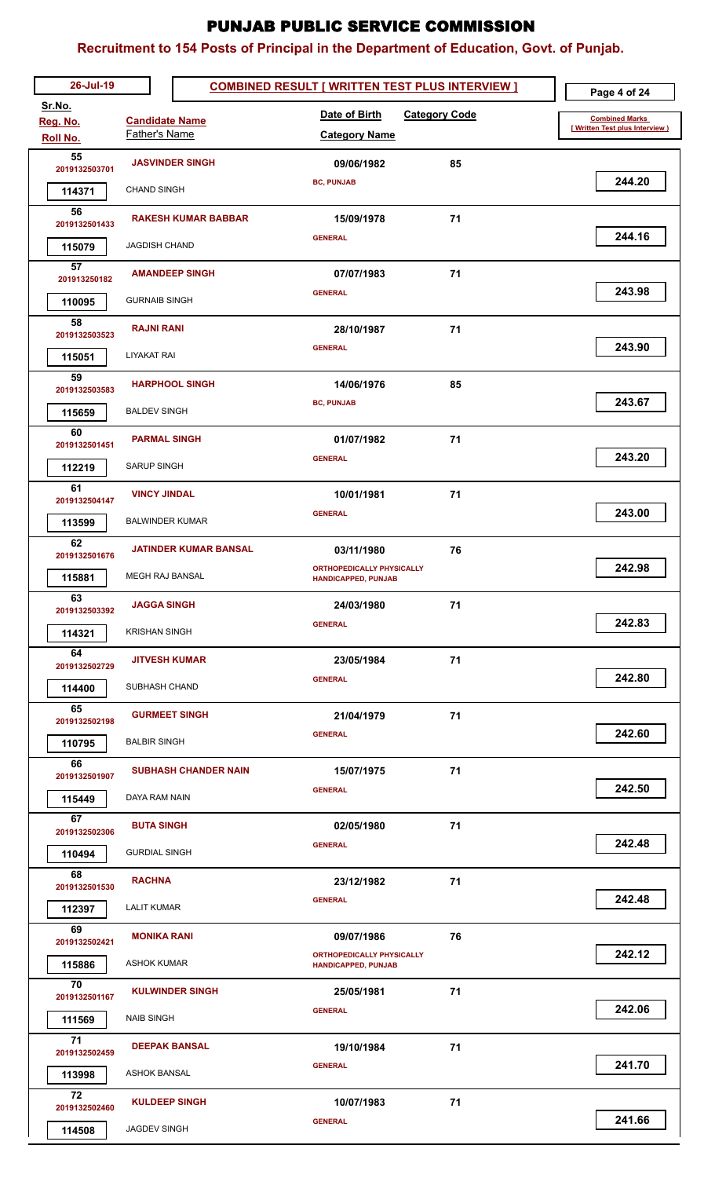# PUNJAB PUBLIC SERVICE COMMISSION

## Recruitment to 154 Posts of Principal in the Department of Education, Govt. of Punjab.

26-Jul-19

**COMBINED RESULT [ WRITTEN TEST PLUS INTERVIEW ]**

| Sr.No. / Reg. No. / Roll No. | Candidate Name / Father's Name | Date of Birth / Category Name | Category Code | Combined Marks [ Written Test plus Interview ] |
|---|---|---|---|---|
| 55 / 2019132503701 / 114371 | JASVINDER SINGH / CHAND SINGH | 09/06/1982 / BC, PUNJAB | 85 | 244.20 |
| 56 / 2019132501433 / 115079 | RAKESH KUMAR BABBAR / JAGDISH CHAND | 15/09/1978 / GENERAL | 71 | 244.16 |
| 57 / 201913250182 / 110095 | AMANDEEP SINGH / GURNAIB SINGH | 07/07/1983 / GENERAL | 71 | 243.98 |
| 58 / 2019132503523 / 115051 | RAJNI RANI / LIYAKAT RAI | 28/10/1987 / GENERAL | 71 | 243.90 |
| 59 / 2019132503583 / 115659 | HARPHOOL SINGH / BALDEV SINGH | 14/06/1976 / BC, PUNJAB | 85 | 243.67 |
| 60 / 2019132501451 / 112219 | PARMAL SINGH / SARUP SINGH | 01/07/1982 / GENERAL | 71 | 243.20 |
| 61 / 2019132504147 / 113599 | VINCY JINDAL / BALWINDER KUMAR | 10/01/1981 / GENERAL | 71 | 243.00 |
| 62 / 2019132501676 / 115881 | JATINDER KUMAR BANSAL / MEGH RAJ BANSAL | 03/11/1980 / ORTHOPEDICALLY PHYSICALLY HANDICAPPED, PUNJAB | 76 | 242.98 |
| 63 / 2019132503392 / 114321 | JAGGA SINGH / KRISHAN SINGH | 24/03/1980 / GENERAL | 71 | 242.83 |
| 64 / 2019132502729 / 114400 | JITVESH KUMAR / SUBHASH CHAND | 23/05/1984 / GENERAL | 71 | 242.80 |
| 65 / 2019132502198 / 110795 | GURMEET SINGH / BALBIR SINGH | 21/04/1979 / GENERAL | 71 | 242.60 |
| 66 / 2019132501907 / 115449 | SUBHASH CHANDER NAIN / DAYA RAM NAIN | 15/07/1975 / GENERAL | 71 | 242.50 |
| 67 / 2019132502306 / 110494 | BUTA SINGH / GURDIAL SINGH | 02/05/1980 / GENERAL | 71 | 242.48 |
| 68 / 2019132501530 / 112397 | RACHNA / LALIT KUMAR | 23/12/1982 / GENERAL | 71 | 242.48 |
| 69 / 2019132502421 / 115886 | MONIKA RANI / ASHOK KUMAR | 09/07/1986 / ORTHOPEDICALLY PHYSICALLY HANDICAPPED, PUNJAB | 76 | 242.12 |
| 70 / 2019132501167 / 111569 | KULWINDER SINGH / NAIB SINGH | 25/05/1981 / GENERAL | 71 | 242.06 |
| 71 / 2019132502459 / 113998 | DEEPAK BANSAL / ASHOK BANSAL | 19/10/1984 / GENERAL | 71 | 241.70 |
| 72 / 2019132502460 / 114508 | KULDEEP SINGH / JAGDEV SINGH | 10/07/1983 / GENERAL | 71 | 241.66 |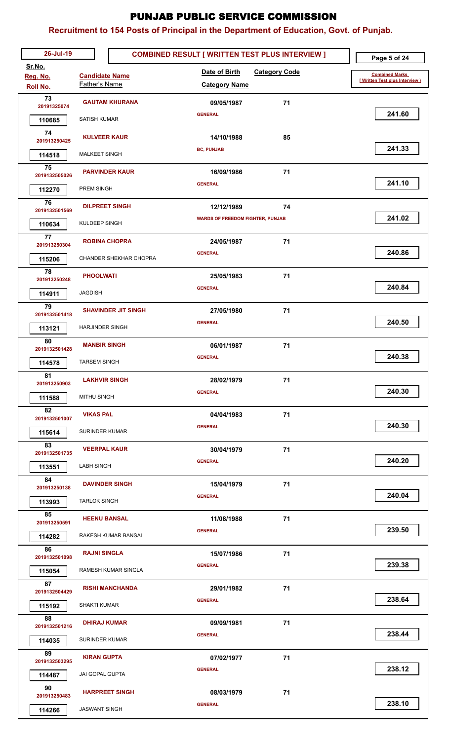# PUNJAB PUBLIC SERVICE COMMISSION

## Recruitment to 154 Posts of Principal in the Department of Education, Govt. of Punjab.

26-Jul-19

**COMBINED RESULT [ WRITTEN TEST PLUS INTERVIEW ]**

| Sr.No. | Reg. No. | Roll No. | Candidate Name | Father's Name | Date of Birth | Category Code | Category Name | Combined Marks [ Written Test plus Interview ] |
|---|---|---|---|---|---|---|---|---|
| 73 | 20191325074 | 110685 | GAUTAM KHURANA | SATISH KUMAR | 09/05/1987 | 71 | GENERAL | 241.60 |
| 74 | 201913250425 | 114518 | KULVEER KAUR | MALKEET SINGH | 14/10/1988 | 85 | BC, PUNJAB | 241.33 |
| 75 | 2019132505026 | 112270 | PARVINDER KAUR | PREM SINGH | 16/09/1986 | 71 | GENERAL | 241.10 |
| 76 | 2019132501569 | 110634 | DILPREET SINGH | KULDEEP SINGH | 12/12/1989 | 74 | WARDS OF FREEDOM FIGHTER, PUNJAB | 241.02 |
| 77 | 201913250304 | 115206 | ROBINA CHOPRA | CHANDER SHEKHAR CHOPRA | 24/05/1987 | 71 | GENERAL | 240.86 |
| 78 | 201913250248 | 114911 | PHOOLWATI | JAGDISH | 25/05/1983 | 71 | GENERAL | 240.84 |
| 79 | 2019132501418 | 113121 | SHAVINDER JIT SINGH | HARJINDER SINGH | 27/05/1980 | 71 | GENERAL | 240.50 |
| 80 | 2019132501428 | 114578 | MANBIR SINGH | TARSEM SINGH | 06/01/1987 | 71 | GENERAL | 240.38 |
| 81 | 201913250903 | 111588 | LAKHVIR SINGH | MITHU SINGH | 28/02/1979 | 71 | GENERAL | 240.30 |
| 82 | 2019132501007 | 115614 | VIKAS PAL | SURINDER KUMAR | 04/04/1983 | 71 | GENERAL | 240.30 |
| 83 | 2019132501735 | 113551 | VEERPAL KAUR | LABH SINGH | 30/04/1979 | 71 | GENERAL | 240.20 |
| 84 | 201913250138 | 113993 | DAVINDER SINGH | TARLOK SINGH | 15/04/1979 | 71 | GENERAL | 240.04 |
| 85 | 201913250591 | 114282 | HEENU BANSAL | RAKESH KUMAR BANSAL | 11/08/1988 | 71 | GENERAL | 239.50 |
| 86 | 2019132501098 | 115054 | RAJNI SINGLA | RAMESH KUMAR SINGLA | 15/07/1986 | 71 | GENERAL | 239.38 |
| 87 | 2019132504429 | 115192 | RISHI MANCHANDA | SHAKTI KUMAR | 29/01/1982 | 71 | GENERAL | 238.64 |
| 88 | 2019132501216 | 114035 | DHIRAJ KUMAR | SURINDER KUMAR | 09/09/1981 | 71 | GENERAL | 238.44 |
| 89 | 2019132503295 | 114487 | KIRAN GUPTA | JAI GOPAL GUPTA | 07/02/1977 | 71 | GENERAL | 238.12 |
| 90 | 201913250483 | 114266 | HARPREET SINGH | JASWANT SINGH | 08/03/1979 | 71 | GENERAL | 238.10 |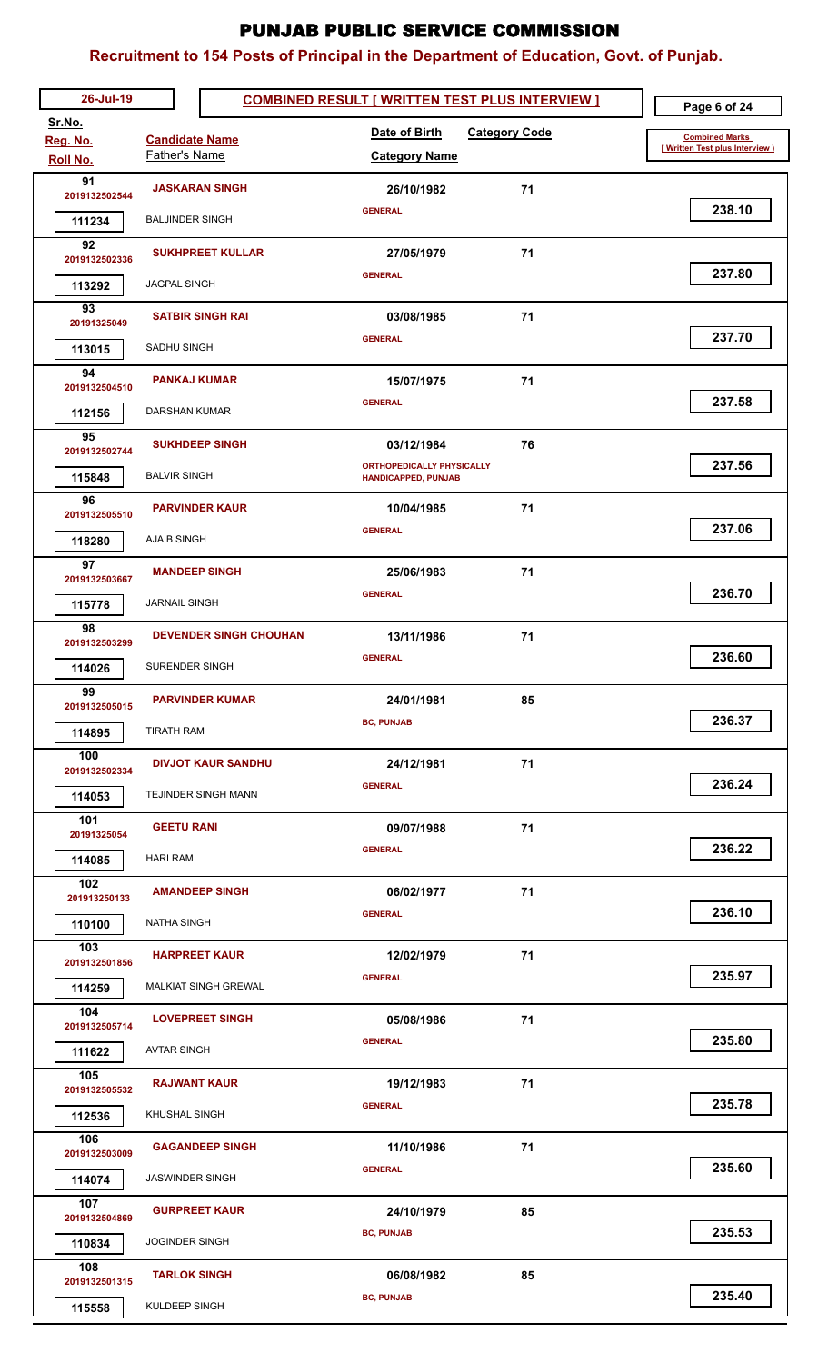# PUNJAB PUBLIC SERVICE COMMISSION

## Recruitment to 154 Posts of Principal in the Department of Education, Govt. of Punjab.

26-Jul-19 — **COMBINED RESULT [ WRITTEN TEST PLUS INTERVIEW ]**

| Sr.No. / Reg. No. / Roll No. | Candidate Name / Father's Name | Date of Birth / Category Name | Category Code | Combined Marks [ Written Test plus Interview ] |
|---|---|---|---|---|
| 91 / 2019132502544 / 111234 | JASKARAN SINGH / BALJINDER SINGH | 26/10/1982 / GENERAL | 71 | 238.10 |
| 92 / 2019132502336 / 113292 | SUKHPREET KULLAR / JAGPAL SINGH | 27/05/1979 / GENERAL | 71 | 237.80 |
| 93 / 20191325049 / 113015 | SATBIR SINGH RAI / SADHU SINGH | 03/08/1985 / GENERAL | 71 | 237.70 |
| 94 / 2019132504510 / 112156 | PANKAJ KUMAR / DARSHAN KUMAR | 15/07/1975 / GENERAL | 71 | 237.58 |
| 95 / 2019132502744 / 115848 | SUKHDEEP SINGH / BALVIR SINGH | 03/12/1984 / ORTHOPEDICALLY PHYSICALLY HANDICAPPED, PUNJAB | 76 | 237.56 |
| 96 / 2019132505510 / 118280 | PARVINDER KAUR / AJAIB SINGH | 10/04/1985 / GENERAL | 71 | 237.06 |
| 97 / 2019132503667 / 115778 | MANDEEP SINGH / JARNAIL SINGH | 25/06/1983 / GENERAL | 71 | 236.70 |
| 98 / 2019132503299 / 114026 | DEVENDER SINGH CHOUHAN / SURENDER SINGH | 13/11/1986 / GENERAL | 71 | 236.60 |
| 99 / 2019132505015 / 114895 | PARVINDER KUMAR / TIRATH RAM | 24/01/1981 / BC, PUNJAB | 85 | 236.37 |
| 100 / 2019132502334 / 114053 | DIVJOT KAUR SANDHU / TEJINDER SINGH MANN | 24/12/1981 / GENERAL | 71 | 236.24 |
| 101 / 20191325054 / 114085 | GEETU RANI / HARI RAM | 09/07/1988 / GENERAL | 71 | 236.22 |
| 102 / 201913250133 / 110100 | AMANDEEP SINGH / NATHA SINGH | 06/02/1977 / GENERAL | 71 | 236.10 |
| 103 / 2019132501856 / 114259 | HARPREET KAUR / MALKIAT SINGH GREWAL | 12/02/1979 / GENERAL | 71 | 235.97 |
| 104 / 2019132505714 / 111622 | LOVEPREET SINGH / AVTAR SINGH | 05/08/1986 / GENERAL | 71 | 235.80 |
| 105 / 2019132505532 / 112536 | RAJWANT KAUR / KHUSHAL SINGH | 19/12/1983 / GENERAL | 71 | 235.78 |
| 106 / 2019132503009 / 114074 | GAGANDEEP SINGH / JASWINDER SINGH | 11/10/1986 / GENERAL | 71 | 235.60 |
| 107 / 2019132504869 / 110834 | GURPREET KAUR / JOGINDER SINGH | 24/10/1979 / BC, PUNJAB | 85 | 235.53 |
| 108 / 2019132501315 / 115558 | TARLOK SINGH / KULDEEP SINGH | 06/08/1982 / BC, PUNJAB | 85 | 235.40 |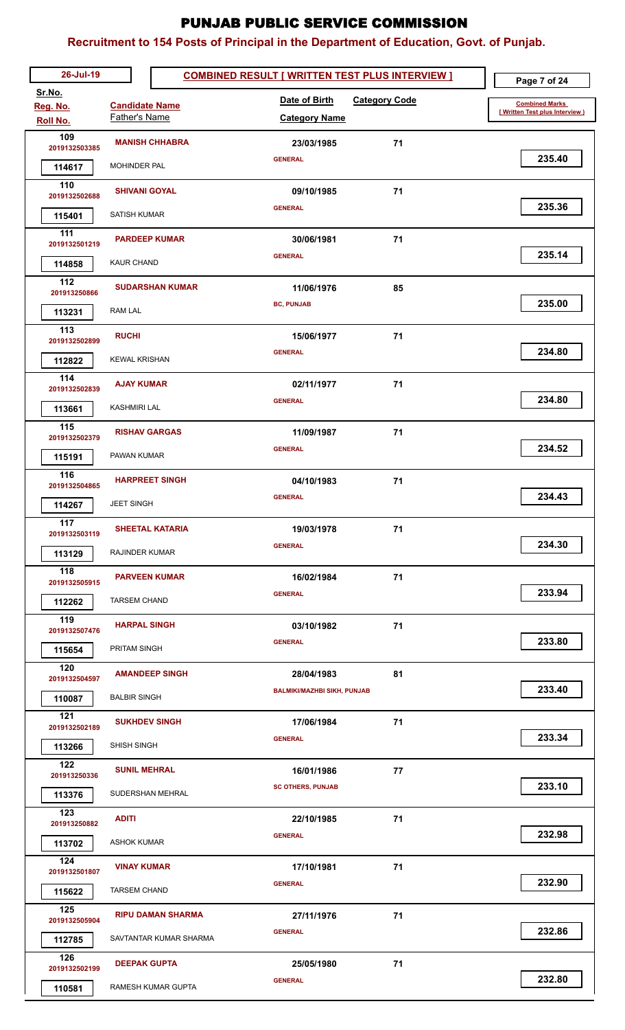# PUNJAB PUBLIC SERVICE COMMISSION

## Recruitment to 154 Posts of Principal in the Department of Education, Govt. of Punjab.

**26-Jul-19** — **COMBINED RESULT [ WRITTEN TEST PLUS INTERVIEW ]**

| Sr.No. / Reg. No. / Roll No. | Candidate Name / Father's Name | Date of Birth / Category Name | Category Code | Combined Marks [ Written Test plus Interview ] |
|---|---|---|---|---|
| 109 / 2019132503385 / 114617 | MANISH CHHABRA / MOHINDER PAL | 23/03/1985 / GENERAL | 71 | 235.40 |
| 110 / 2019132502688 / 115401 | SHIVANI GOYAL / SATISH KUMAR | 09/10/1985 / GENERAL | 71 | 235.36 |
| 111 / 2019132501219 / 114858 | PARDEEP KUMAR / KAUR CHAND | 30/06/1981 / GENERAL | 71 | 235.14 |
| 112 / 201913250866 / 113231 | SUDARSHAN KUMAR / RAM LAL | 11/06/1976 / BC, PUNJAB | 85 | 235.00 |
| 113 / 2019132502899 / 112822 | RUCHI / KEWAL KRISHAN | 15/06/1977 / GENERAL | 71 | 234.80 |
| 114 / 2019132502839 / 113661 | AJAY KUMAR / KASHMIRI LAL | 02/11/1977 / GENERAL | 71 | 234.80 |
| 115 / 2019132502379 / 115191 | RISHAV GARGAS / PAWAN KUMAR | 11/09/1987 / GENERAL | 71 | 234.52 |
| 116 / 2019132504865 / 114267 | HARPREET SINGH / JEET SINGH | 04/10/1983 / GENERAL | 71 | 234.43 |
| 117 / 2019132503119 / 113129 | SHEETAL KATARIA / RAJINDER KUMAR | 19/03/1978 / GENERAL | 71 | 234.30 |
| 118 / 2019132505915 / 112262 | PARVEEN KUMAR / TARSEM CHAND | 16/02/1984 / GENERAL | 71 | 233.94 |
| 119 / 2019132507476 / 115654 | HARPAL SINGH / PRITAM SINGH | 03/10/1982 / GENERAL | 71 | 233.80 |
| 120 / 2019132504597 / 110087 | AMANDEEP SINGH / BALBIR SINGH | 28/04/1983 / BALMIKI/MAZHBI SIKH, PUNJAB | 81 | 233.40 |
| 121 / 2019132502189 / 113266 | SUKHDEV SINGH / SHISH SINGH | 17/06/1984 / GENERAL | 71 | 233.34 |
| 122 / 201913250336 / 113376 | SUNIL MEHRAL / SUDERSHAN MEHRAL | 16/01/1986 / SC OTHERS, PUNJAB | 77 | 233.10 |
| 123 / 201913250882 / 113702 | ADITI / ASHOK KUMAR | 22/10/1985 / GENERAL | 71 | 232.98 |
| 124 / 2019132501807 / 115622 | VINAY KUMAR / TARSEM CHAND | 17/10/1981 / GENERAL | 71 | 232.90 |
| 125 / 2019132505904 / 112785 | RIPU DAMAN SHARMA / SAVTANTAR KUMAR SHARMA | 27/11/1976 / GENERAL | 71 | 232.86 |
| 126 / 2019132502199 / 110581 | DEEPAK GUPTA / RAMESH KUMAR GUPTA | 25/05/1980 / GENERAL | 71 | 232.80 |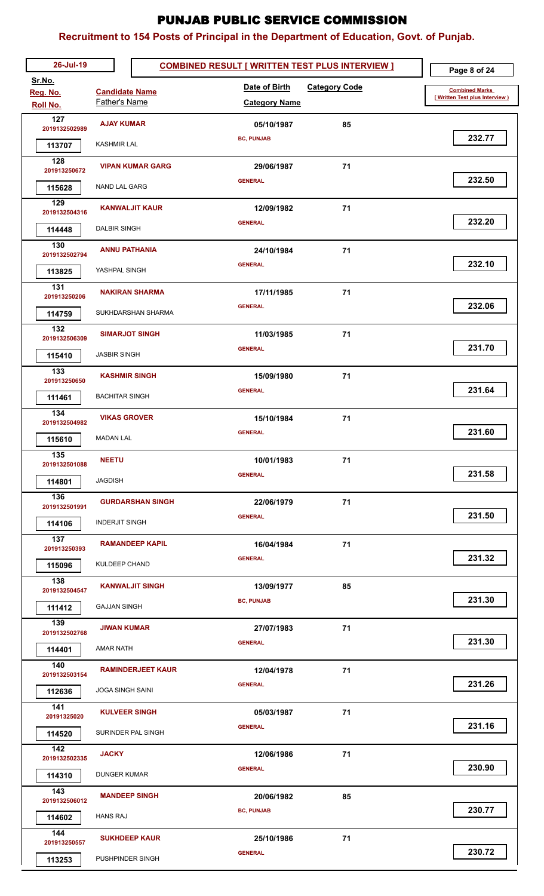# PUNJAB PUBLIC SERVICE COMMISSION

## Recruitment to 154 Posts of Principal in the Department of Education, Govt. of Punjab.

**26-Jul-19** — **COMBINED RESULT [ WRITTEN TEST PLUS INTERVIEW ]**

| Sr.No. / Reg. No. / Roll No. | Candidate Name / Father's Name | Date of Birth / Category Name | Category Code | Combined Marks [ Written Test plus Interview ] |
|---|---|---|---|---|
| 127 / 2019132502989 / 113707 | AJAY KUMAR / KASHMIR LAL | 05/10/1987 / BC, PUNJAB | 85 | 232.77 |
| 128 / 201913250672 / 115628 | VIPAN KUMAR GARG / NAND LAL GARG | 29/06/1987 / GENERAL | 71 | 232.50 |
| 129 / 2019132504316 / 114448 | KANWALJIT KAUR / DALBIR SINGH | 12/09/1982 / GENERAL | 71 | 232.20 |
| 130 / 2019132502794 / 113825 | ANNU PATHANIA / YASHPAL SINGH | 24/10/1984 / GENERAL | 71 | 232.10 |
| 131 / 201913250206 / 114759 | NAKIRAN SHARMA / SUKHDARSHAN SHARMA | 17/11/1985 / GENERAL | 71 | 232.06 |
| 132 / 2019132506309 / 115410 | SIMARJOT SINGH / JASBIR SINGH | 11/03/1985 / GENERAL | 71 | 231.70 |
| 133 / 201913250650 / 111461 | KASHMIR SINGH / BACHITAR SINGH | 15/09/1980 / GENERAL | 71 | 231.64 |
| 134 / 2019132504982 / 115610 | VIKAS GROVER / MADAN LAL | 15/10/1984 / GENERAL | 71 | 231.60 |
| 135 / 2019132501088 / 114801 | NEETU / JAGDISH | 10/01/1983 / GENERAL | 71 | 231.58 |
| 136 / 2019132501991 / 114106 | GURDARSHAN SINGH / INDERJIT SINGH | 22/06/1979 / GENERAL | 71 | 231.50 |
| 137 / 201913250393 / 115096 | RAMANDEEP KAPIL / KULDEEP CHAND | 16/04/1984 / GENERAL | 71 | 231.32 |
| 138 / 2019132504547 / 111412 | KANWALJIT SINGH / GAJJAN SINGH | 13/09/1977 / BC, PUNJAB | 85 | 231.30 |
| 139 / 2019132502768 / 114401 | JIWAN KUMAR / AMAR NATH | 27/07/1983 / GENERAL | 71 | 231.30 |
| 140 / 2019132503154 / 112636 | RAMINDERJEET KAUR / JOGA SINGH SAINI | 12/04/1978 / GENERAL | 71 | 231.26 |
| 141 / 20191325020 / 114520 | KULVEER SINGH / SURINDER PAL SINGH | 05/03/1987 / GENERAL | 71 | 231.16 |
| 142 / 2019132502335 / 114310 | JACKY / DUNGER KUMAR | 12/06/1986 / GENERAL | 71 | 230.90 |
| 143 / 2019132506012 / 114602 | MANDEEP SINGH / HANS RAJ | 20/06/1982 / BC, PUNJAB | 85 | 230.77 |
| 144 / 201913250557 / 113253 | SUKHDEEP KAUR / PUSHPINDER SINGH | 25/10/1986 / GENERAL | 71 | 230.72 |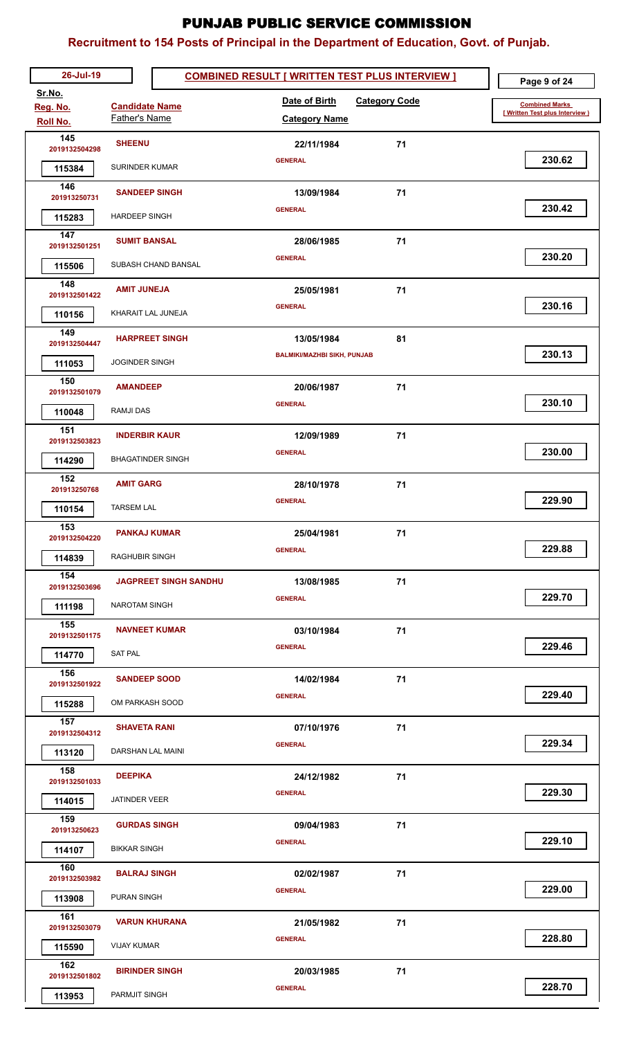# PUNJAB PUBLIC SERVICE COMMISSION

## Recruitment to 154 Posts of Principal in the Department of Education, Govt. of Punjab.

26-Jul-19

**COMBINED RESULT [ WRITTEN TEST PLUS INTERVIEW ]**

| Sr.No. / Reg. No. / Roll No. | Candidate Name / Father's Name | Date of Birth / Category Name | Category Code | Combined Marks [ Written Test plus Interview ] |
|---|---|---|---|---|
| 145 / 2019132504298 / 115384 | **SHEENU** / SURINDER KUMAR | 22/11/1984 / GENERAL | 71 | 230.62 |
| 146 / 201913250731 / 115283 | **SANDEEP SINGH** / HARDEEP SINGH | 13/09/1984 / GENERAL | 71 | 230.42 |
| 147 / 2019132501251 / 115506 | **SUMIT BANSAL** / SUBASH CHAND BANSAL | 28/06/1985 / GENERAL | 71 | 230.20 |
| 148 / 2019132501422 / 110156 | **AMIT JUNEJA** / KHARAIT LAL JUNEJA | 25/05/1981 / GENERAL | 71 | 230.16 |
| 149 / 2019132504447 / 111053 | **HARPREET SINGH** / JOGINDER SINGH | 13/05/1984 / BALMIKI/MAZHBI SIKH, PUNJAB | 81 | 230.13 |
| 150 / 2019132501079 / 110048 | **AMANDEEP** / RAMJI DAS | 20/06/1987 / GENERAL | 71 | 230.10 |
| 151 / 2019132503823 / 114290 | **INDERBIR KAUR** / BHAGATINDER SINGH | 12/09/1989 / GENERAL | 71 | 230.00 |
| 152 / 201913250768 / 110154 | **AMIT GARG** / TARSEM LAL | 28/10/1978 / GENERAL | 71 | 229.90 |
| 153 / 2019132504220 / 114839 | **PANKAJ KUMAR** / RAGHUBIR SINGH | 25/04/1981 / GENERAL | 71 | 229.88 |
| 154 / 2019132503696 / 111198 | **JAGPREET SINGH SANDHU** / NAROTAM SINGH | 13/08/1985 / GENERAL | 71 | 229.70 |
| 155 / 2019132501175 / 114770 | **NAVNEET KUMAR** / SAT PAL | 03/10/1984 / GENERAL | 71 | 229.46 |
| 156 / 2019132501922 / 115288 | **SANDEEP SOOD** / OM PARKASH SOOD | 14/02/1984 / GENERAL | 71 | 229.40 |
| 157 / 2019132504312 / 113120 | **SHAVETA RANI** / DARSHAN LAL MAINI | 07/10/1976 / GENERAL | 71 | 229.34 |
| 158 / 2019132501033 / 114015 | **DEEPIKA** / JATINDER VEER | 24/12/1982 / GENERAL | 71 | 229.30 |
| 159 / 201913250623 / 114107 | **GURDAS SINGH** / BIKKAR SINGH | 09/04/1983 / GENERAL | 71 | 229.10 |
| 160 / 2019132503982 / 113908 | **BALRAJ SINGH** / PURAN SINGH | 02/02/1987 / GENERAL | 71 | 229.00 |
| 161 / 2019132503079 / 115590 | **VARUN KHURANA** / VIJAY KUMAR | 21/05/1982 / GENERAL | 71 | 228.80 |
| 162 / 2019132501802 / 113953 | **BIRINDER SINGH** / PARMJIT SINGH | 20/03/1985 / GENERAL | 71 | 228.70 |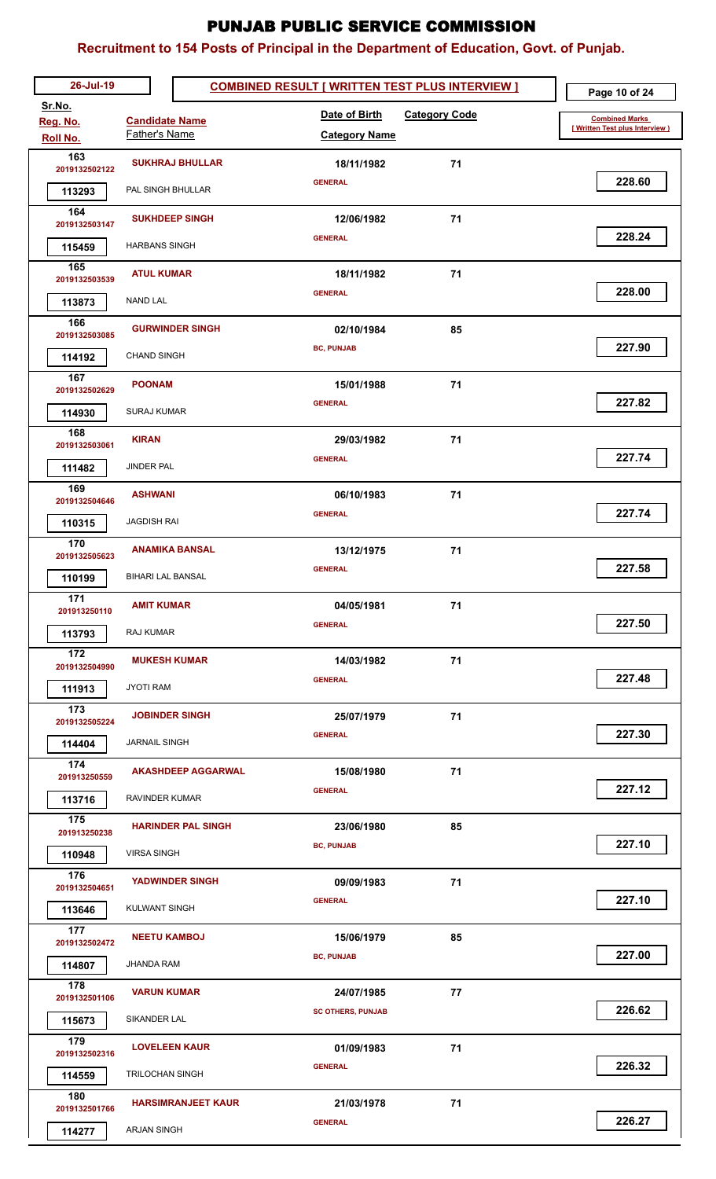# PUNJAB PUBLIC SERVICE COMMISSION

## Recruitment to 154 Posts of Principal in the Department of Education, Govt. of Punjab.

26-Jul-19

**COMBINED RESULT [ WRITTEN TEST PLUS INTERVIEW ]**

| Sr.No. | Reg. No. | Roll No. | Candidate Name | Father's Name | Date of Birth | Category Name | Category Code | Combined Marks [ Written Test plus Interview ] |
|---|---|---|---|---|---|---|---|---|
| 163 | 2019132502122 | 113293 | SUKHRAJ BHULLAR | PAL SINGH BHULLAR | 18/11/1982 | GENERAL | 71 | 228.60 |
| 164 | 2019132503147 | 115459 | SUKHDEEP SINGH | HARBANS SINGH | 12/06/1982 | GENERAL | 71 | 228.24 |
| 165 | 2019132503539 | 113873 | ATUL KUMAR | NAND LAL | 18/11/1982 | GENERAL | 71 | 228.00 |
| 166 | 2019132503085 | 114192 | GURWINDER SINGH | CHAND SINGH | 02/10/1984 | BC, PUNJAB | 85 | 227.90 |
| 167 | 2019132502629 | 114930 | POONAM | SURAJ KUMAR | 15/01/1988 | GENERAL | 71 | 227.82 |
| 168 | 2019132503061 | 111482 | KIRAN | JINDER PAL | 29/03/1982 | GENERAL | 71 | 227.74 |
| 169 | 2019132504646 | 110315 | ASHWANI | JAGDISH RAI | 06/10/1983 | GENERAL | 71 | 227.74 |
| 170 | 2019132505623 | 110199 | ANAMIKA BANSAL | BIHARI LAL BANSAL | 13/12/1975 | GENERAL | 71 | 227.58 |
| 171 | 201913250110 | 113793 | AMIT KUMAR | RAJ KUMAR | 04/05/1981 | GENERAL | 71 | 227.50 |
| 172 | 2019132504990 | 111913 | MUKESH KUMAR | JYOTI RAM | 14/03/1982 | GENERAL | 71 | 227.48 |
| 173 | 2019132505224 | 114404 | JOBINDER SINGH | JARNAIL SINGH | 25/07/1979 | GENERAL | 71 | 227.30 |
| 174 | 201913250559 | 113716 | AKASHDEEP AGGARWAL | RAVINDER KUMAR | 15/08/1980 | GENERAL | 71 | 227.12 |
| 175 | 201913250238 | 110948 | HARINDER PAL SINGH | VIRSA SINGH | 23/06/1980 | BC, PUNJAB | 85 | 227.10 |
| 176 | 2019132504651 | 113646 | YADWINDER SINGH | KULWANT SINGH | 09/09/1983 | GENERAL | 71 | 227.10 |
| 177 | 2019132502472 | 114807 | NEETU KAMBOJ | JHANDA RAM | 15/06/1979 | BC, PUNJAB | 85 | 227.00 |
| 178 | 2019132501106 | 115673 | VARUN KUMAR | SIKANDER LAL | 24/07/1985 | SC OTHERS, PUNJAB | 77 | 226.62 |
| 179 | 2019132502316 | 114559 | LOVELEEN KAUR | TRILOCHAN SINGH | 01/09/1983 | GENERAL | 71 | 226.32 |
| 180 | 2019132501766 | 114277 | HARSIMRANJEET KAUR | ARJAN SINGH | 21/03/1978 | GENERAL | 71 | 226.27 |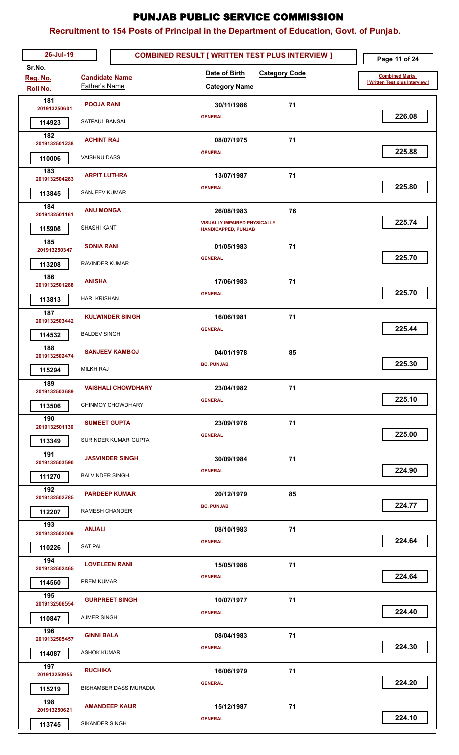# PUNJAB PUBLIC SERVICE COMMISSION

## Recruitment to 154 Posts of Principal in the Department of Education, Govt. of Punjab.

**26-Jul-19** — **COMBINED RESULT [ WRITTEN TEST PLUS INTERVIEW ]**

| Sr.No. | Reg. No. | Roll No. | Candidate Name | Father's Name | Date of Birth | Category Code | Category Name | Combined Marks [ Written Test plus Interview ] |
|---|---|---|---|---|---|---|---|---|
| 181 | 201913250601 | 114923 | POOJA RANI | SATPAUL BANSAL | 30/11/1986 | 71 | GENERAL | 226.08 |
| 182 | 2019132501238 | 110006 | ACHINT RAJ | VAISHNU DASS | 08/07/1975 | 71 | GENERAL | 225.88 |
| 183 | 2019132504283 | 113845 | ARPIT LUTHRA | SANJEEV KUMAR | 13/07/1987 | 71 | GENERAL | 225.80 |
| 184 | 2019132501161 | 115906 | ANU MONGA | SHASHI KANT | 26/08/1983 | 76 | VISUALLY IMPAIRED PHYSICALLY HANDICAPPED, PUNJAB | 225.74 |
| 185 | 201913250347 | 113208 | SONIA RANI | RAVINDER KUMAR | 01/05/1983 | 71 | GENERAL | 225.70 |
| 186 | 2019132501288 | 113813 | ANISHA | HARI KRISHAN | 17/06/1983 | 71 | GENERAL | 225.70 |
| 187 | 2019132503442 | 114532 | KULWINDER SINGH | BALDEV SINGH | 16/06/1981 | 71 | GENERAL | 225.44 |
| 188 | 2019132502474 | 115294 | SANJEEV KAMBOJ | MILKH RAJ | 04/01/1978 | 85 | BC, PUNJAB | 225.30 |
| 189 | 2019132503689 | 113506 | VAISHALI CHOWDHARY | CHINMOY CHOWDHARY | 23/04/1982 | 71 | GENERAL | 225.10 |
| 190 | 2019132501130 | 113349 | SUMEET GUPTA | SURINDER KUMAR GUPTA | 23/09/1976 | 71 | GENERAL | 225.00 |
| 191 | 2019132503590 | 111270 | JASVINDER SINGH | BALVINDER SINGH | 30/09/1984 | 71 | GENERAL | 224.90 |
| 192 | 2019132502785 | 112207 | PARDEEP KUMAR | RAMESH CHANDER | 20/12/1979 | 85 | BC, PUNJAB | 224.77 |
| 193 | 2019132502009 | 110226 | ANJALI | SAT PAL | 08/10/1983 | 71 | GENERAL | 224.64 |
| 194 | 2019132502465 | 114560 | LOVELEEN RANI | PREM KUMAR | 15/05/1988 | 71 | GENERAL | 224.64 |
| 195 | 2019132506554 | 110847 | GURPREET SINGH | AJMER SINGH | 10/07/1977 | 71 | GENERAL | 224.40 |
| 196 | 2019132505457 | 114087 | GINNI BALA | ASHOK KUMAR | 08/04/1983 | 71 | GENERAL | 224.30 |
| 197 | 201913250955 | 115219 | RUCHIKA | BISHAMBER DASS MURADIA | 16/06/1979 | 71 | GENERAL | 224.20 |
| 198 | 201913250621 | 113745 | AMANDEEP KAUR | SIKANDER SINGH | 15/12/1987 | 71 | GENERAL | 224.10 |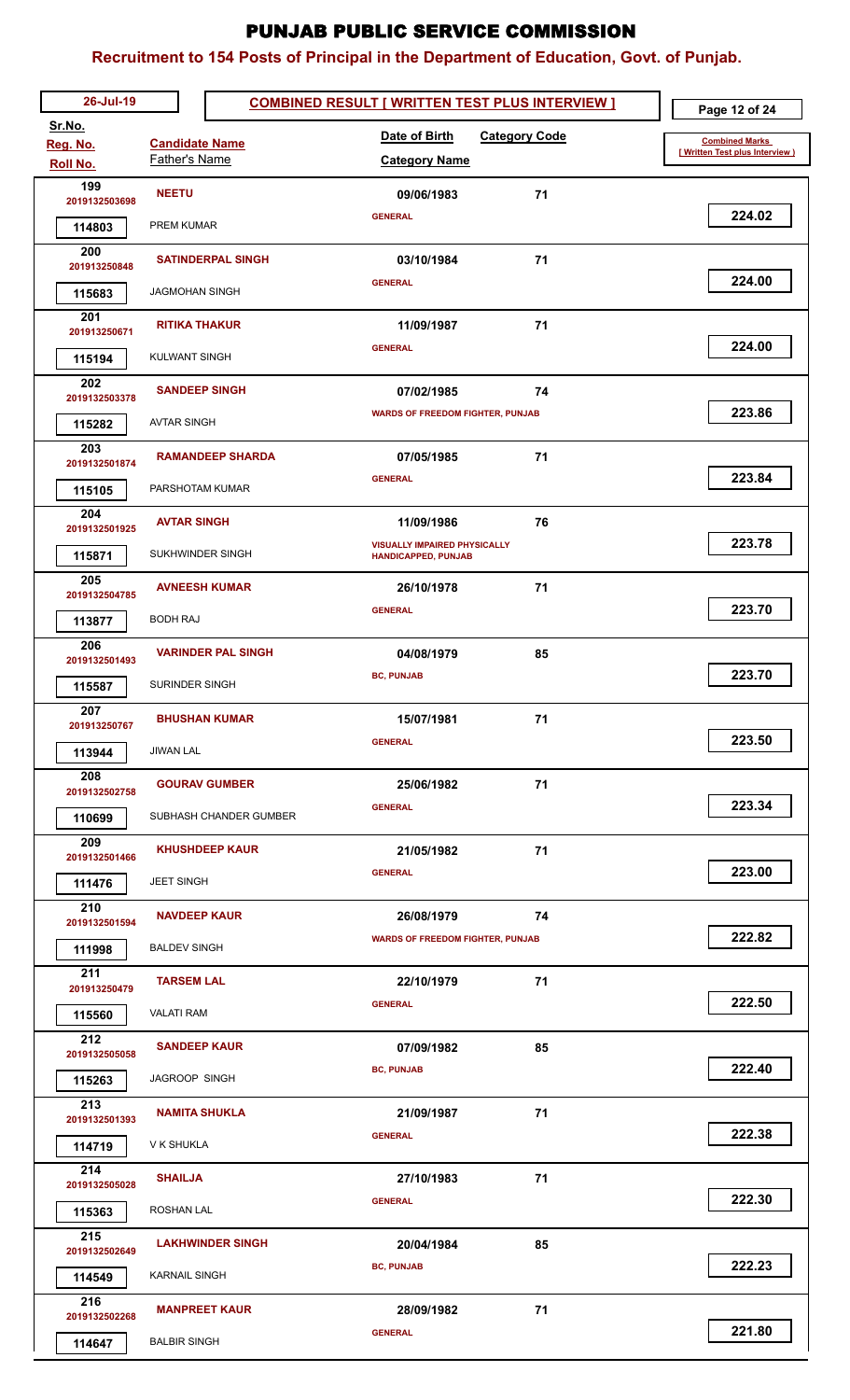# PUNJAB PUBLIC SERVICE COMMISSION

## Recruitment to 154 Posts of Principal in the Department of Education, Govt. of Punjab.

26-Jul-19

**COMBINED RESULT [ WRITTEN TEST PLUS INTERVIEW ]**

| Sr.No. | Reg. No. | Roll No. | Candidate Name | Father's Name | Date of Birth | Category Code | Category Name | Combined Marks [ Written Test plus Interview ] |
|---|---|---|---|---|---|---|---|---|
| 199 | 2019132503698 | 114803 | NEETU | PREM KUMAR | 09/06/1983 | 71 | GENERAL | 224.02 |
| 200 | 201913250848 | 115683 | SATINDERPAL SINGH | JAGMOHAN SINGH | 03/10/1984 | 71 | GENERAL | 224.00 |
| 201 | 201913250671 | 115194 | RITIKA THAKUR | KULWANT SINGH | 11/09/1987 | 71 | GENERAL | 224.00 |
| 202 | 2019132503378 | 115282 | SANDEEP SINGH | AVTAR SINGH | 07/02/1985 | 74 | WARDS OF FREEDOM FIGHTER, PUNJAB | 223.86 |
| 203 | 2019132501874 | 115105 | RAMANDEEP SHARDA | PARSHOTAM KUMAR | 07/05/1985 | 71 | GENERAL | 223.84 |
| 204 | 2019132501925 | 115871 | AVTAR SINGH | SUKHWINDER SINGH | 11/09/1986 | 76 | VISUALLY IMPAIRED PHYSICALLY HANDICAPPED, PUNJAB | 223.78 |
| 205 | 2019132504785 | 113877 | AVNEESH KUMAR | BODH RAJ | 26/10/1978 | 71 | GENERAL | 223.70 |
| 206 | 2019132501493 | 115587 | VARINDER PAL SINGH | SURINDER SINGH | 04/08/1979 | 85 | BC, PUNJAB | 223.70 |
| 207 | 201913250767 | 113944 | BHUSHAN KUMAR | JIWAN LAL | 15/07/1981 | 71 | GENERAL | 223.50 |
| 208 | 2019132502758 | 110699 | GOURAV GUMBER | SUBHASH CHANDER GUMBER | 25/06/1982 | 71 | GENERAL | 223.34 |
| 209 | 2019132501466 | 111476 | KHUSHDEEP KAUR | JEET SINGH | 21/05/1982 | 71 | GENERAL | 223.00 |
| 210 | 2019132501594 | 111998 | NAVDEEP KAUR | BALDEV SINGH | 26/08/1979 | 74 | WARDS OF FREEDOM FIGHTER, PUNJAB | 222.82 |
| 211 | 201913250479 | 115560 | TARSEM LAL | VALATI RAM | 22/10/1979 | 71 | GENERAL | 222.50 |
| 212 | 2019132505058 | 115263 | SANDEEP KAUR | JAGROOP SINGH | 07/09/1982 | 85 | BC, PUNJAB | 222.40 |
| 213 | 2019132501393 | 114719 | NAMITA SHUKLA | V K SHUKLA | 21/09/1987 | 71 | GENERAL | 222.38 |
| 214 | 2019132505028 | 115363 | SHAILJA | ROSHAN LAL | 27/10/1983 | 71 | GENERAL | 222.30 |
| 215 | 2019132502649 | 114549 | LAKHWINDER SINGH | KARNAIL SINGH | 20/04/1984 | 85 | BC, PUNJAB | 222.23 |
| 216 | 2019132502268 | 114647 | MANPREET KAUR | BALBIR SINGH | 28/09/1982 | 71 | GENERAL | 221.80 |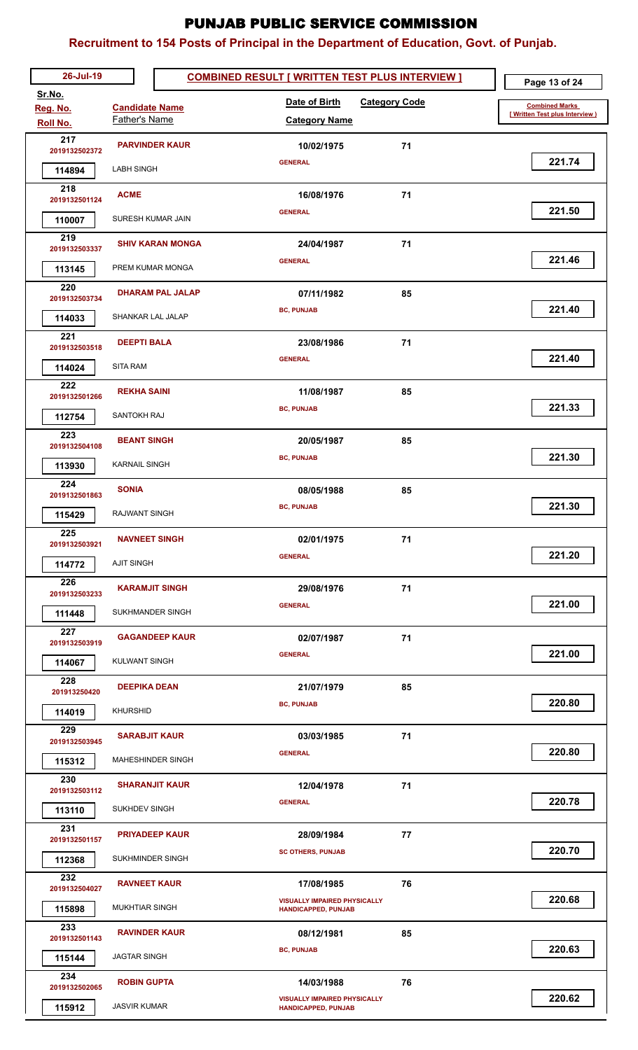# PUNJAB PUBLIC SERVICE COMMISSION

## Recruitment to 154 Posts of Principal in the Department of Education, Govt. of Punjab.

26-Jul-19 — **COMBINED RESULT [ WRITTEN TEST PLUS INTERVIEW ]**

| Sr.No. / Reg. No. / Roll No. | Candidate Name / Father's Name | Date of Birth / Category Name | Category Code | Combined Marks [ Written Test plus Interview ] |
|---|---|---|---|---|
| 217 / 2019132502372 / 114894 | PARVINDER KAUR / LABH SINGH | 10/02/1975 / GENERAL | 71 | 221.74 |
| 218 / 2019132501124 / 110007 | ACME / SURESH KUMAR JAIN | 16/08/1976 / GENERAL | 71 | 221.50 |
| 219 / 2019132503337 / 113145 | SHIV KARAN MONGA / PREM KUMAR MONGA | 24/04/1987 / GENERAL | 71 | 221.46 |
| 220 / 2019132503734 / 114033 | DHARAM PAL JALAP / SHANKAR LAL JALAP | 07/11/1982 / BC, PUNJAB | 85 | 221.40 |
| 221 / 2019132503518 / 114024 | DEEPTI BALA / SITA RAM | 23/08/1986 / GENERAL | 71 | 221.40 |
| 222 / 2019132501266 / 112754 | REKHA SAINI / SANTOKH RAJ | 11/08/1987 / BC, PUNJAB | 85 | 221.33 |
| 223 / 2019132504108 / 113930 | BEANT SINGH / KARNAIL SINGH | 20/05/1987 / BC, PUNJAB | 85 | 221.30 |
| 224 / 2019132501863 / 115429 | SONIA / RAJWANT SINGH | 08/05/1988 / BC, PUNJAB | 85 | 221.30 |
| 225 / 2019132503921 / 114772 | NAVNEET SINGH / AJIT SINGH | 02/01/1975 / GENERAL | 71 | 221.20 |
| 226 / 2019132503233 / 111448 | KARAMJIT SINGH / SUKHMANDER SINGH | 29/08/1976 / GENERAL | 71 | 221.00 |
| 227 / 2019132503919 / 114067 | GAGANDEEP KAUR / KULWANT SINGH | 02/07/1987 / GENERAL | 71 | 221.00 |
| 228 / 201913250420 / 114019 | DEEPIKA DEAN / KHURSHID | 21/07/1979 / BC, PUNJAB | 85 | 220.80 |
| 229 / 2019132503945 / 115312 | SARABJIT KAUR / MAHESHINDER SINGH | 03/03/1985 / GENERAL | 71 | 220.80 |
| 230 / 2019132503112 / 113110 | SHARANJIT KAUR / SUKHDEV SINGH | 12/04/1978 / GENERAL | 71 | 220.78 |
| 231 / 2019132501157 / 112368 | PRIYADEEP KAUR / SUKHMINDER SINGH | 28/09/1984 / SC OTHERS, PUNJAB | 77 | 220.70 |
| 232 / 2019132504027 / 115898 | RAVNEET KAUR / MUKHTIAR SINGH | 17/08/1985 / VISUALLY IMPAIRED PHYSICALLY HANDICAPPED, PUNJAB | 76 | 220.68 |
| 233 / 2019132501143 / 115144 | RAVINDER KAUR / JAGTAR SINGH | 08/12/1981 / BC, PUNJAB | 85 | 220.63 |
| 234 / 2019132502065 / 115912 | ROBIN GUPTA / JASVIR KUMAR | 14/03/1988 / VISUALLY IMPAIRED PHYSICALLY HANDICAPPED, PUNJAB | 76 | 220.62 |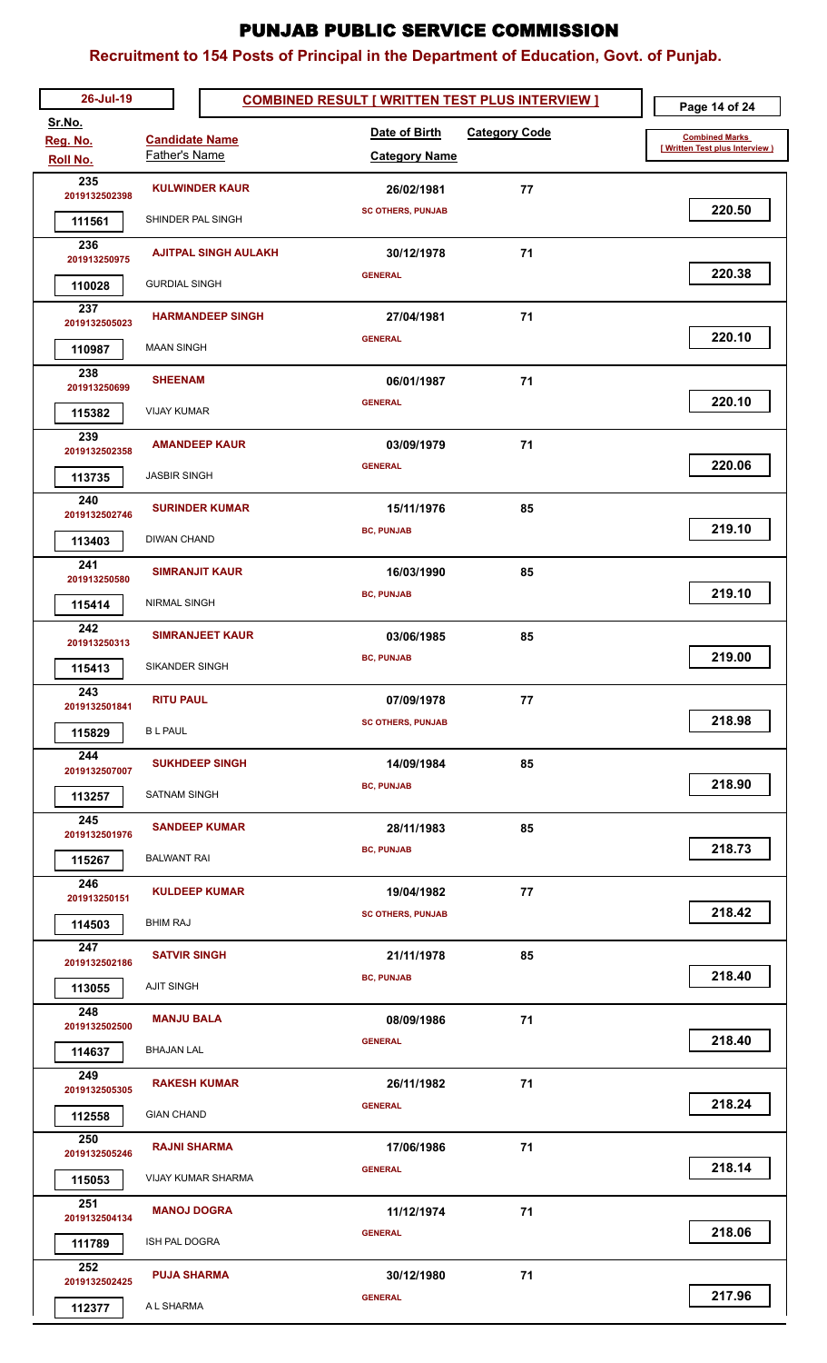# PUNJAB PUBLIC SERVICE COMMISSION

## Recruitment to 154 Posts of Principal in the Department of Education, Govt. of Punjab.

26-Jul-19

**COMBINED RESULT [ WRITTEN TEST PLUS INTERVIEW ]**

| Sr.No. | Reg. No. | Roll No. | Candidate Name | Father's Name | Date of Birth | Category Name | Category Code | Combined Marks [ Written Test plus Interview ] |
|---|---|---|---|---|---|---|---|---|
| 235 | 2019132502398 | 111561 | KULWINDER KAUR | SHINDER PAL SINGH | 26/02/1981 | SC OTHERS, PUNJAB | 77 | 220.50 |
| 236 | 201913250975 | 110028 | AJITPAL SINGH AULAKH | GURDIAL SINGH | 30/12/1978 | GENERAL | 71 | 220.38 |
| 237 | 2019132505023 | 110987 | HARMANDEEP SINGH | MAAN SINGH | 27/04/1981 | GENERAL | 71 | 220.10 |
| 238 | 201913250699 | 115382 | SHEENAM | VIJAY KUMAR | 06/01/1987 | GENERAL | 71 | 220.10 |
| 239 | 2019132502358 | 113735 | AMANDEEP KAUR | JASBIR SINGH | 03/09/1979 | GENERAL | 71 | 220.06 |
| 240 | 2019132502746 | 113403 | SURINDER KUMAR | DIWAN CHAND | 15/11/1976 | BC, PUNJAB | 85 | 219.10 |
| 241 | 201913250580 | 115414 | SIMRANJIT KAUR | NIRMAL SINGH | 16/03/1990 | BC, PUNJAB | 85 | 219.10 |
| 242 | 201913250313 | 115413 | SIMRANJEET KAUR | SIKANDER SINGH | 03/06/1985 | BC, PUNJAB | 85 | 219.00 |
| 243 | 2019132501841 | 115829 | RITU PAUL | B L PAUL | 07/09/1978 | SC OTHERS, PUNJAB | 77 | 218.98 |
| 244 | 2019132507007 | 113257 | SUKHDEEP SINGH | SATNAM SINGH | 14/09/1984 | BC, PUNJAB | 85 | 218.90 |
| 245 | 2019132501976 | 115267 | SANDEEP KUMAR | BALWANT RAI | 28/11/1983 | BC, PUNJAB | 85 | 218.73 |
| 246 | 201913250151 | 114503 | KULDEEP KUMAR | BHIM RAJ | 19/04/1982 | SC OTHERS, PUNJAB | 77 | 218.42 |
| 247 | 2019132502186 | 113055 | SATVIR SINGH | AJIT SINGH | 21/11/1978 | BC, PUNJAB | 85 | 218.40 |
| 248 | 2019132502500 | 114637 | MANJU BALA | BHAJAN LAL | 08/09/1986 | GENERAL | 71 | 218.40 |
| 249 | 2019132505305 | 112558 | RAKESH KUMAR | GIAN CHAND | 26/11/1982 | GENERAL | 71 | 218.24 |
| 250 | 2019132505246 | 115053 | RAJNI SHARMA | VIJAY KUMAR SHARMA | 17/06/1986 | GENERAL | 71 | 218.14 |
| 251 | 2019132504134 | 111789 | MANOJ DOGRA | ISH PAL DOGRA | 11/12/1974 | GENERAL | 71 | 218.06 |
| 252 | 2019132502425 | 112377 | PUJA SHARMA | A L SHARMA | 30/12/1980 | GENERAL | 71 | 217.96 |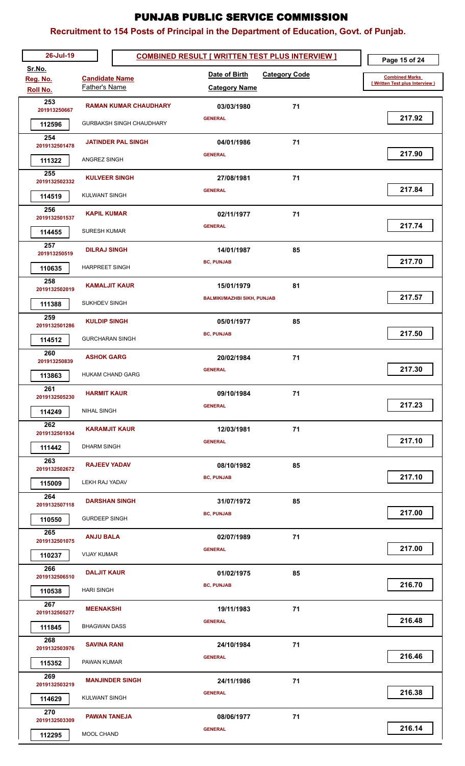# PUNJAB PUBLIC SERVICE COMMISSION

## Recruitment to 154 Posts of Principal in the Department of Education, Govt. of Punjab.

26-Jul-19

**COMBINED RESULT [ WRITTEN TEST PLUS INTERVIEW ]**

| Sr.No. / Reg. No. / Roll No. | Candidate Name / Father's Name | Date of Birth / Category Name | Category Code | Combined Marks [ Written Test plus Interview ] |
|---|---|---|---|---|
| 253 / 201913250667 / 112596 | **RAMAN KUMAR CHAUDHARY** / GURBAKSH SINGH CHAUDHARY | 03/03/1980 / GENERAL | 71 | 217.92 |
| 254 / 2019132501478 / 111322 | **JATINDER PAL SINGH** / ANGREZ SINGH | 04/01/1986 / GENERAL | 71 | 217.90 |
| 255 / 2019132502332 / 114519 | **KULVEER SINGH** / KULWANT SINGH | 27/08/1981 / GENERAL | 71 | 217.84 |
| 256 / 2019132501537 / 114455 | **KAPIL KUMAR** / SURESH KUMAR | 02/11/1977 / GENERAL | 71 | 217.74 |
| 257 / 201913250519 / 110635 | **DILRAJ SINGH** / HARPREET SINGH | 14/01/1987 / BC, PUNJAB | 85 | 217.70 |
| 258 / 2019132502019 / 111388 | **KAMALJIT KAUR** / SUKHDEV SINGH | 15/01/1979 / BALMIKI/MAZHBI SIKH, PUNJAB | 81 | 217.57 |
| 259 / 2019132501286 / 114512 | **KULDIP SINGH** / GURCHARAN SINGH | 05/01/1977 / BC, PUNJAB | 85 | 217.50 |
| 260 / 201913250839 / 113863 | **ASHOK GARG** / HUKAM CHAND GARG | 20/02/1984 / GENERAL | 71 | 217.30 |
| 261 / 2019132505230 / 114249 | **HARMIT KAUR** / NIHAL SINGH | 09/10/1984 / GENERAL | 71 | 217.23 |
| 262 / 2019132501934 / 111442 | **KARAMJIT KAUR** / DHARM SINGH | 12/03/1981 / GENERAL | 71 | 217.10 |
| 263 / 2019132502672 / 115009 | **RAJEEV YADAV** / LEKH RAJ YADAV | 08/10/1982 / BC, PUNJAB | 85 | 217.10 |
| 264 / 2019132507118 / 110550 | **DARSHAN SINGH** / GURDEEP SINGH | 31/07/1972 / BC, PUNJAB | 85 | 217.00 |
| 265 / 2019132501075 / 110237 | **ANJU BALA** / VIJAY KUMAR | 02/07/1989 / GENERAL | 71 | 217.00 |
| 266 / 2019132506510 / 110538 | **DALJIT KAUR** / HARI SINGH | 01/02/1975 / BC, PUNJAB | 85 | 216.70 |
| 267 / 2019132505277 / 111845 | **MEENAKSHI** / BHAGWAN DASS | 19/11/1983 / GENERAL | 71 | 216.48 |
| 268 / 2019132503976 / 115352 | **SAVINA RANI** / PAWAN KUMAR | 24/10/1984 / GENERAL | 71 | 216.46 |
| 269 / 2019132503219 / 114629 | **MANJINDER SINGH** / KULWANT SINGH | 24/11/1986 / GENERAL | 71 | 216.38 |
| 270 / 2019132503309 / 112295 | **PAWAN TANEJA** / MOOL CHAND | 08/06/1977 / GENERAL | 71 | 216.14 |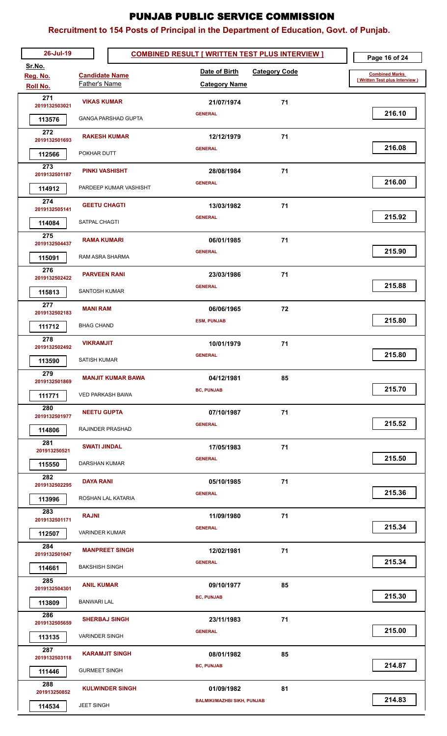# PUNJAB PUBLIC SERVICE COMMISSION

## Recruitment to 154 Posts of Principal in the Department of Education, Govt. of Punjab.

26-Jul-19

**COMBINED RESULT [ WRITTEN TEST PLUS INTERVIEW ]**

| Sr.No. / Reg. No. / Roll No. | Candidate Name / Father's Name | Date of Birth / Category Name | Category Code | Combined Marks [ Written Test plus Interview ] |
|---|---|---|---|---|
| 271 / 2019132503021 / 113576 | **VIKAS KUMAR** / GANGA PARSHAD GUPTA | 21/07/1974 / GENERAL | 71 | 216.10 |
| 272 / 2019132501693 / 112566 | **RAKESH KUMAR** / POKHAR DUTT | 12/12/1979 / GENERAL | 71 | 216.08 |
| 273 / 2019132501187 / 114912 | **PINKI VASHISHT** / PARDEEP KUMAR VASHISHT | 28/08/1984 / GENERAL | 71 | 216.00 |
| 274 / 2019132505141 / 114084 | **GEETU CHAGTI** / SATPAL CHAGTI | 13/03/1982 / GENERAL | 71 | 215.92 |
| 275 / 2019132504437 / 115091 | **RAMA KUMARI** / RAM ASRA SHARMA | 06/01/1985 / GENERAL | 71 | 215.90 |
| 276 / 2019132502422 / 115813 | **PARVEEN RANI** / SANTOSH KUMAR | 23/03/1986 / GENERAL | 71 | 215.88 |
| 277 / 2019132502183 / 111712 | **MANI RAM** / BHAG CHAND | 06/06/1965 / ESM, PUNJAB | 72 | 215.80 |
| 278 / 2019132502492 / 113590 | **VIKRAMJIT** / SATISH KUMAR | 10/01/1979 / GENERAL | 71 | 215.80 |
| 279 / 2019132501869 / 111771 | **MANJIT KUMAR BAWA** / VED PARKASH BAWA | 04/12/1981 / BC, PUNJAB | 85 | 215.70 |
| 280 / 2019132501977 / 114806 | **NEETU GUPTA** / RAJINDER PRASHAD | 07/10/1987 / GENERAL | 71 | 215.52 |
| 281 / 201913250521 / 115550 | **SWATI JINDAL** / DARSHAN KUMAR | 17/05/1983 / GENERAL | 71 | 215.50 |
| 282 / 2019132502295 / 113996 | **DAYA RANI** / ROSHAN LAL KATARIA | 05/10/1985 / GENERAL | 71 | 215.36 |
| 283 / 2019132501171 / 112507 | **RAJNI** / VARINDER KUMAR | 11/09/1980 / GENERAL | 71 | 215.34 |
| 284 / 2019132501047 / 114661 | **MANPREET SINGH** / BAKSHISH SINGH | 12/02/1981 / GENERAL | 71 | 215.34 |
| 285 / 2019132504301 / 113809 | **ANIL KUMAR** / BANWARI LAL | 09/10/1977 / BC, PUNJAB | 85 | 215.30 |
| 286 / 2019132505659 / 113135 | **SHERBAJ SINGH** / VARINDER SINGH | 23/11/1983 / GENERAL | 71 | 215.00 |
| 287 / 2019132503118 / 111446 | **KARAMJIT SINGH** / GURMEET SINGH | 08/01/1982 / BC, PUNJAB | 85 | 214.87 |
| 288 / 201913250852 / 114534 | **KULWINDER SINGH** / JEET SINGH | 01/09/1982 / BALMIKI/MAZHBI SIKH, PUNJAB | 81 | 214.83 |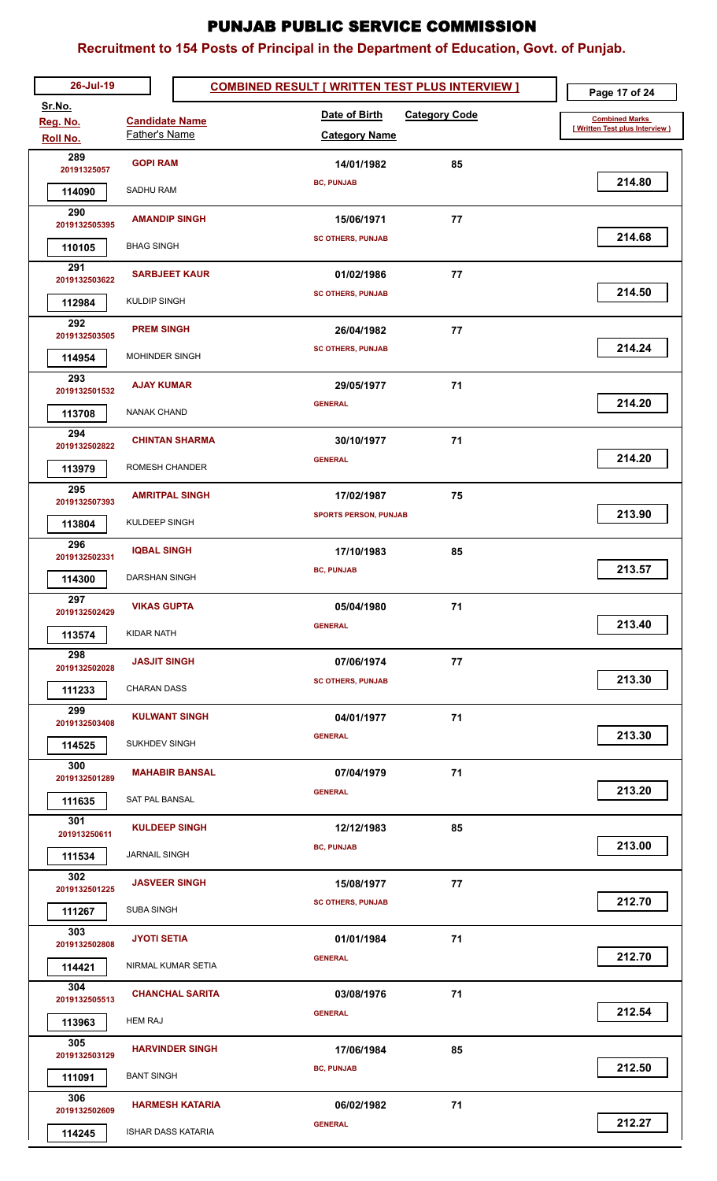# PUNJAB PUBLIC SERVICE COMMISSION

## Recruitment to 154 Posts of Principal in the Department of Education, Govt. of Punjab.

**26-Jul-19** | **COMBINED RESULT [ WRITTEN TEST PLUS INTERVIEW ]**

| Sr.No. / Reg. No. / Roll No. | Candidate Name / Father's Name | Date of Birth / Category Name | Category Code | Combined Marks [ Written Test plus Interview ] |
|---|---|---|---|---|
| 289 / 20191325057 / 114090 | GOPI RAM / SADHU RAM | 14/01/1982 / BC, PUNJAB | 85 | 214.80 |
| 290 / 2019132505395 / 110105 | AMANDIP SINGH / BHAG SINGH | 15/06/1971 / SC OTHERS, PUNJAB | 77 | 214.68 |
| 291 / 2019132503622 / 112984 | SARBJEET KAUR / KULDIP SINGH | 01/02/1986 / SC OTHERS, PUNJAB | 77 | 214.50 |
| 292 / 2019132503505 / 114954 | PREM SINGH / MOHINDER SINGH | 26/04/1982 / SC OTHERS, PUNJAB | 77 | 214.24 |
| 293 / 2019132501532 / 113708 | AJAY KUMAR / NANAK CHAND | 29/05/1977 / GENERAL | 71 | 214.20 |
| 294 / 2019132502822 / 113979 | CHINTAN SHARMA / ROMESH CHANDER | 30/10/1977 / GENERAL | 71 | 214.20 |
| 295 / 2019132507393 / 113804 | AMRITPAL SINGH / KULDEEP SINGH | 17/02/1987 / SPORTS PERSON, PUNJAB | 75 | 213.90 |
| 296 / 2019132502331 / 114300 | IQBAL SINGH / DARSHAN SINGH | 17/10/1983 / BC, PUNJAB | 85 | 213.57 |
| 297 / 2019132502429 / 113574 | VIKAS GUPTA / KIDAR NATH | 05/04/1980 / GENERAL | 71 | 213.40 |
| 298 / 2019132502028 / 111233 | JASJIT SINGH / CHARAN DASS | 07/06/1974 / SC OTHERS, PUNJAB | 77 | 213.30 |
| 299 / 2019132503408 / 114525 | KULWANT SINGH / SUKHDEV SINGH | 04/01/1977 / GENERAL | 71 | 213.30 |
| 300 / 2019132501289 / 111635 | MAHABIR BANSAL / SAT PAL BANSAL | 07/04/1979 / GENERAL | 71 | 213.20 |
| 301 / 201913250611 / 111534 | KULDEEP SINGH / JARNAIL SINGH | 12/12/1983 / BC, PUNJAB | 85 | 213.00 |
| 302 / 2019132501225 / 111267 | JASVEER SINGH / SUBA SINGH | 15/08/1977 / SC OTHERS, PUNJAB | 77 | 212.70 |
| 303 / 2019132502808 / 114421 | JYOTI SETIA / NIRMAL KUMAR SETIA | 01/01/1984 / GENERAL | 71 | 212.70 |
| 304 / 2019132505513 / 113963 | CHANCHAL SARITA / HEM RAJ | 03/08/1976 / GENERAL | 71 | 212.54 |
| 305 / 2019132503129 / 111091 | HARVINDER SINGH / BANT SINGH | 17/06/1984 / BC, PUNJAB | 85 | 212.50 |
| 306 / 2019132502609 / 114245 | HARMESH KATARIA / ISHAR DASS KATARIA | 06/02/1982 / GENERAL | 71 | 212.27 |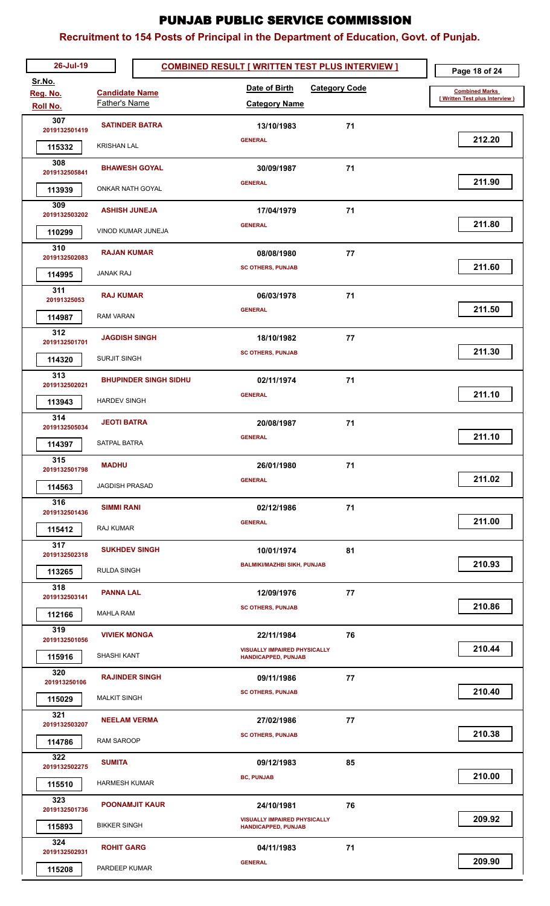# PUNJAB PUBLIC SERVICE COMMISSION

## Recruitment to 154 Posts of Principal in the Department of Education, Govt. of Punjab.

26-Jul-19

**COMBINED RESULT [ WRITTEN TEST PLUS INTERVIEW ]**

| Sr.No. | Reg. No. | Roll No. | Candidate Name | Father's Name | Date of Birth | Category Code | Category Name | Combined Marks [ Written Test plus Interview ] |
|---|---|---|---|---|---|---|---|---|
| 307 | 2019132501419 | 115332 | SATINDER BATRA | KRISHAN LAL | 13/10/1983 | 71 | GENERAL | 212.20 |
| 308 | 2019132505841 | 113939 | BHAWESH GOYAL | ONKAR NATH GOYAL | 30/09/1987 | 71 | GENERAL | 211.90 |
| 309 | 2019132503202 | 110299 | ASHISH JUNEJA | VINOD KUMAR JUNEJA | 17/04/1979 | 71 | GENERAL | 211.80 |
| 310 | 2019132502083 | 114995 | RAJAN KUMAR | JANAK RAJ | 08/08/1980 | 77 | SC OTHERS, PUNJAB | 211.60 |
| 311 | 20191325053 | 114987 | RAJ KUMAR | RAM VARAN | 06/03/1978 | 71 | GENERAL | 211.50 |
| 312 | 2019132501701 | 114320 | JAGDISH SINGH | SURJIT SINGH | 18/10/1982 | 77 | SC OTHERS, PUNJAB | 211.30 |
| 313 | 2019132502021 | 113943 | BHUPINDER SINGH SIDHU | HARDEV SINGH | 02/11/1974 | 71 | GENERAL | 211.10 |
| 314 | 2019132505034 | 114397 | JEOTI BATRA | SATPAL BATRA | 20/08/1987 | 71 | GENERAL | 211.10 |
| 315 | 2019132501798 | 114563 | MADHU | JAGDISH PRASAD | 26/01/1980 | 71 | GENERAL | 211.02 |
| 316 | 2019132501436 | 115412 | SIMMI RANI | RAJ KUMAR | 02/12/1986 | 71 | GENERAL | 211.00 |
| 317 | 2019132502318 | 113265 | SUKHDEV SINGH | RULDA SINGH | 10/01/1974 | 81 | BALMIKI/MAZHBI SIKH, PUNJAB | 210.93 |
| 318 | 2019132503141 | 112166 | PANNA LAL | MAHLA RAM | 12/09/1976 | 77 | SC OTHERS, PUNJAB | 210.86 |
| 319 | 2019132501056 | 115916 | VIVIEK MONGA | SHASHI KANT | 22/11/1984 | 76 | VISUALLY IMPAIRED PHYSICALLY HANDICAPPED, PUNJAB | 210.44 |
| 320 | 201913250106 | 115029 | RAJINDER SINGH | MALKIT SINGH | 09/11/1986 | 77 | SC OTHERS, PUNJAB | 210.40 |
| 321 | 2019132503207 | 114786 | NEELAM VERMA | RAM SAROOP | 27/02/1986 | 77 | SC OTHERS, PUNJAB | 210.38 |
| 322 | 2019132502275 | 115510 | SUMITA | HARMESH KUMAR | 09/12/1983 | 85 | BC, PUNJAB | 210.00 |
| 323 | 2019132501736 | 115893 | POONAMJIT KAUR | BIKKER SINGH | 24/10/1981 | 76 | VISUALLY IMPAIRED PHYSICALLY HANDICAPPED, PUNJAB | 209.92 |
| 324 | 2019132502931 | 115208 | ROHIT GARG | PARDEEP KUMAR | 04/11/1983 | 71 | GENERAL | 209.90 |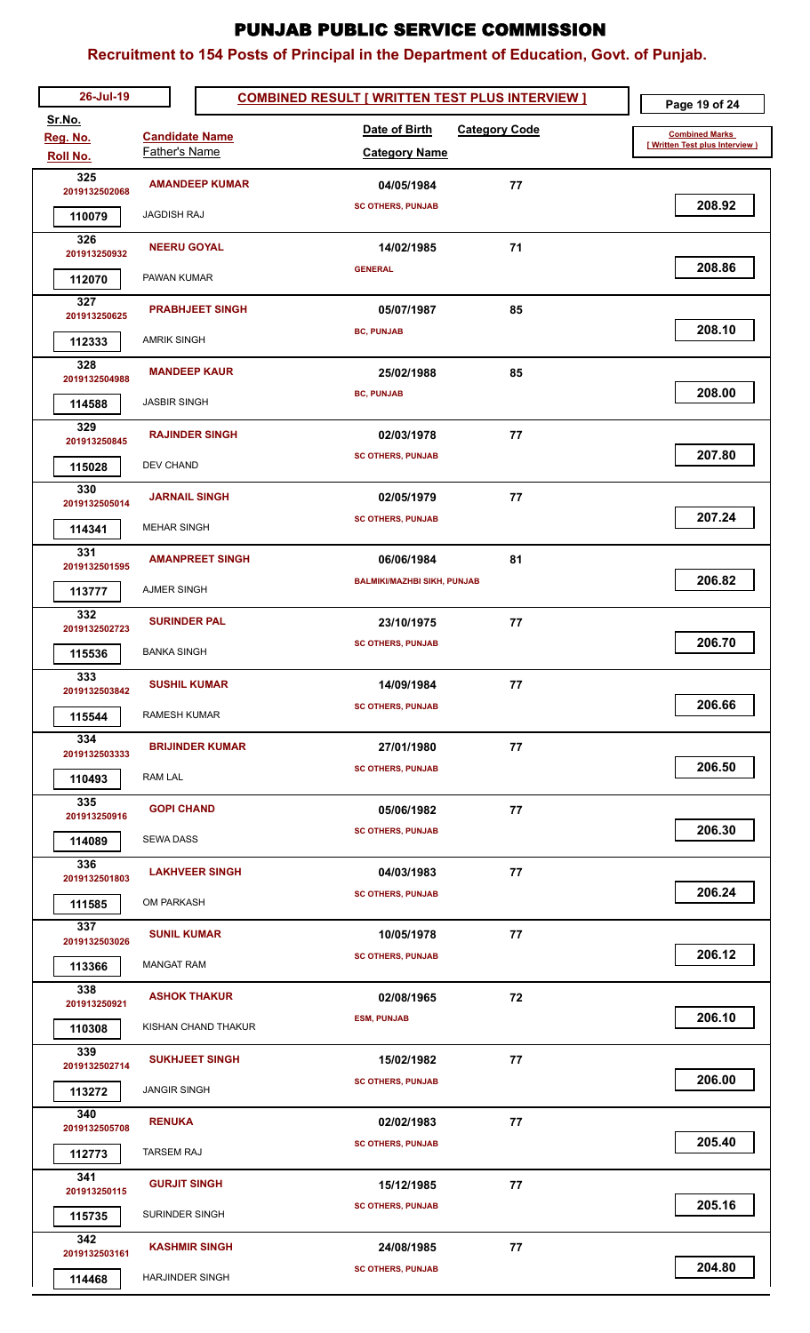# PUNJAB PUBLIC SERVICE COMMISSION

## Recruitment to 154 Posts of Principal in the Department of Education, Govt. of Punjab.

26-Jul-19

**COMBINED RESULT [ WRITTEN TEST PLUS INTERVIEW ]**

| Sr.No. | Reg. No. | Roll No. | Candidate Name | Father's Name | Date of Birth | Category Code | Category Name | Combined Marks [ Written Test plus Interview ] |
|---|---|---|---|---|---|---|---|---|
| 325 | 2019132502068 | 110079 | AMANDEEP KUMAR | JAGDISH RAJ | 04/05/1984 | 77 | SC OTHERS, PUNJAB | 208.92 |
| 326 | 201913250932 | 112070 | NEERU GOYAL | PAWAN KUMAR | 14/02/1985 | 71 | GENERAL | 208.86 |
| 327 | 201913250625 | 112333 | PRABHJEET SINGH | AMRIK SINGH | 05/07/1987 | 85 | BC, PUNJAB | 208.10 |
| 328 | 2019132504988 | 114588 | MANDEEP KAUR | JASBIR SINGH | 25/02/1988 | 85 | BC, PUNJAB | 208.00 |
| 329 | 201913250845 | 115028 | RAJINDER SINGH | DEV CHAND | 02/03/1978 | 77 | SC OTHERS, PUNJAB | 207.80 |
| 330 | 2019132505014 | 114341 | JARNAIL SINGH | MEHAR SINGH | 02/05/1979 | 77 | SC OTHERS, PUNJAB | 207.24 |
| 331 | 2019132501595 | 113777 | AMANPREET SINGH | AJMER SINGH | 06/06/1984 | 81 | BALMIKI/MAZHBI SIKH, PUNJAB | 206.82 |
| 332 | 2019132502723 | 115536 | SURINDER PAL | BANKA SINGH | 23/10/1975 | 77 | SC OTHERS, PUNJAB | 206.70 |
| 333 | 2019132503842 | 115544 | SUSHIL KUMAR | RAMESH KUMAR | 14/09/1984 | 77 | SC OTHERS, PUNJAB | 206.66 |
| 334 | 2019132503333 | 110493 | BRIJINDER KUMAR | RAM LAL | 27/01/1980 | 77 | SC OTHERS, PUNJAB | 206.50 |
| 335 | 201913250916 | 114089 | GOPI CHAND | SEWA DASS | 05/06/1982 | 77 | SC OTHERS, PUNJAB | 206.30 |
| 336 | 2019132501803 | 111585 | LAKHVEER SINGH | OM PARKASH | 04/03/1983 | 77 | SC OTHERS, PUNJAB | 206.24 |
| 337 | 2019132503026 | 113366 | SUNIL KUMAR | MANGAT RAM | 10/05/1978 | 77 | SC OTHERS, PUNJAB | 206.12 |
| 338 | 201913250921 | 110308 | ASHOK THAKUR | KISHAN CHAND THAKUR | 02/08/1965 | 72 | ESM, PUNJAB | 206.10 |
| 339 | 2019132502714 | 113272 | SUKHJEET SINGH | JANGIR SINGH | 15/02/1982 | 77 | SC OTHERS, PUNJAB | 206.00 |
| 340 | 2019132505708 | 112773 | RENUKA | TARSEM RAJ | 02/02/1983 | 77 | SC OTHERS, PUNJAB | 205.40 |
| 341 | 201913250115 | 115735 | GURJIT SINGH | SURINDER SINGH | 15/12/1985 | 77 | SC OTHERS, PUNJAB | 205.16 |
| 342 | 2019132503161 | 114468 | KASHMIR SINGH | HARJINDER SINGH | 24/08/1985 | 77 | SC OTHERS, PUNJAB | 204.80 |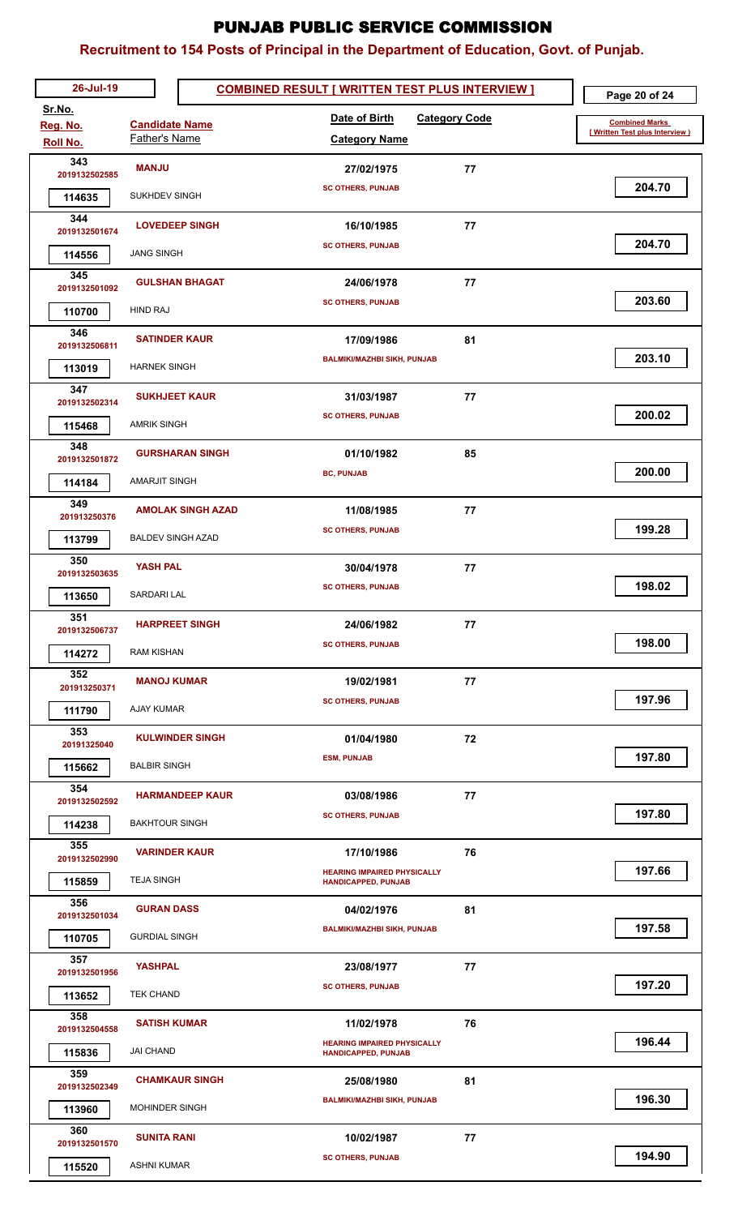# PUNJAB PUBLIC SERVICE COMMISSION

## Recruitment to 154 Posts of Principal in the Department of Education, Govt. of Punjab.

26-Jul-19

**COMBINED RESULT [ WRITTEN TEST PLUS INTERVIEW ]**

| Sr.No. / Reg. No. / Roll No. | Candidate Name / Father's Name | Date of Birth / Category Name | Category Code | Combined Marks [ Written Test plus Interview ] |
|---|---|---|---|---|
| 343 / 2019132502585 / 114635 | MANJU / SUKHDEV SINGH | 27/02/1975 / SC OTHERS, PUNJAB | 77 | 204.70 |
| 344 / 2019132501674 / 114556 | LOVEDEEP SINGH / JANG SINGH | 16/10/1985 / SC OTHERS, PUNJAB | 77 | 204.70 |
| 345 / 2019132501092 / 110700 | GULSHAN BHAGAT / HIND RAJ | 24/06/1978 / SC OTHERS, PUNJAB | 77 | 203.60 |
| 346 / 2019132506811 / 113019 | SATINDER KAUR / HARNEK SINGH | 17/09/1986 / BALMIKI/MAZHBI SIKH, PUNJAB | 81 | 203.10 |
| 347 / 2019132502314 / 115468 | SUKHJEET KAUR / AMRIK SINGH | 31/03/1987 / SC OTHERS, PUNJAB | 77 | 200.02 |
| 348 / 2019132501872 / 114184 | GURSHARAN SINGH / AMARJIT SINGH | 01/10/1982 / BC, PUNJAB | 85 | 200.00 |
| 349 / 201913250376 / 113799 | AMOLAK SINGH AZAD / BALDEV SINGH AZAD | 11/08/1985 / SC OTHERS, PUNJAB | 77 | 199.28 |
| 350 / 2019132503635 / 113650 | YASH PAL / SARDARI LAL | 30/04/1978 / SC OTHERS, PUNJAB | 77 | 198.02 |
| 351 / 2019132506737 / 114272 | HARPREET SINGH / RAM KISHAN | 24/06/1982 / SC OTHERS, PUNJAB | 77 | 198.00 |
| 352 / 201913250371 / 111790 | MANOJ KUMAR / AJAY KUMAR | 19/02/1981 / SC OTHERS, PUNJAB | 77 | 197.96 |
| 353 / 20191325040 / 115662 | KULWINDER SINGH / BALBIR SINGH | 01/04/1980 / ESM, PUNJAB | 72 | 197.80 |
| 354 / 2019132502592 / 114238 | HARMANDEEP KAUR / BAKHTOUR SINGH | 03/08/1986 / SC OTHERS, PUNJAB | 77 | 197.80 |
| 355 / 2019132502990 / 115859 | VARINDER KAUR / TEJA SINGH | 17/10/1986 / HEARING IMPAIRED PHYSICALLY HANDICAPPED, PUNJAB | 76 | 197.66 |
| 356 / 2019132501034 / 110705 | GURAN DASS / GURDIAL SINGH | 04/02/1976 / BALMIKI/MAZHBI SIKH, PUNJAB | 81 | 197.58 |
| 357 / 2019132501956 / 113652 | YASHPAL / TEK CHAND | 23/08/1977 / SC OTHERS, PUNJAB | 77 | 197.20 |
| 358 / 2019132504558 / 115836 | SATISH KUMAR / JAI CHAND | 11/02/1978 / HEARING IMPAIRED PHYSICALLY HANDICAPPED, PUNJAB | 76 | 196.44 |
| 359 / 2019132502349 / 113960 | CHAMKAUR SINGH / MOHINDER SINGH | 25/08/1980 / BALMIKI/MAZHBI SIKH, PUNJAB | 81 | 196.30 |
| 360 / 2019132501570 / 115520 | SUNITA RANI / ASHNI KUMAR | 10/02/1987 / SC OTHERS, PUNJAB | 77 | 194.90 |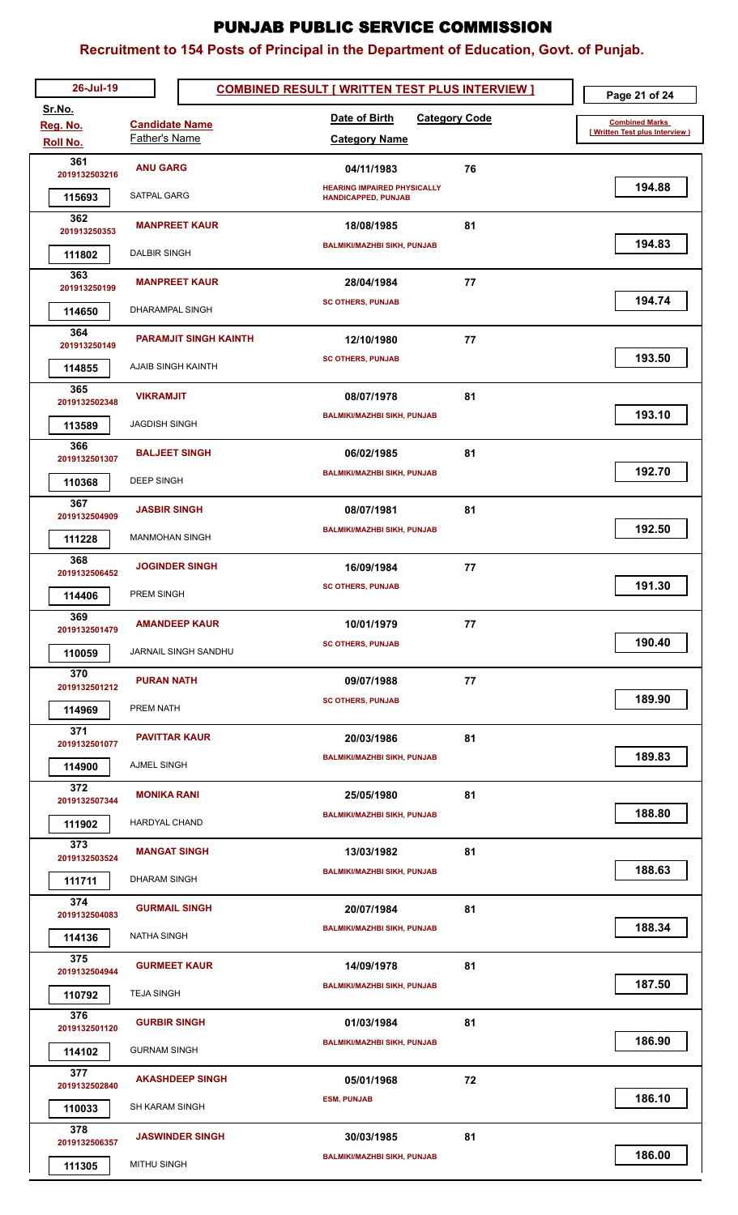# PUNJAB PUBLIC SERVICE COMMISSION

## Recruitment to 154 Posts of Principal in the Department of Education, Govt. of Punjab.

26-Jul-19

**COMBINED RESULT [ WRITTEN TEST PLUS INTERVIEW ]**

| Sr.No. / Reg. No. / Roll No. | Candidate Name / Father's Name | Date of Birth / Category Name | Category Code | Combined Marks [ Written Test plus Interview ] |
|---|---|---|---|---|
| 361 / 2019132503216 / 115693 | **ANU GARG** / SATPAL GARG | 04/11/1983 / HEARING IMPAIRED PHYSICALLY HANDICAPPED, PUNJAB | 76 | 194.88 |
| 362 / 201913250353 / 111802 | **MANPREET KAUR** / DALBIR SINGH | 18/08/1985 / BALMIKI/MAZHBI SIKH, PUNJAB | 81 | 194.83 |
| 363 / 201913250199 / 114650 | **MANPREET KAUR** / DHARAMPAL SINGH | 28/04/1984 / SC OTHERS, PUNJAB | 77 | 194.74 |
| 364 / 201913250149 / 114855 | **PARAMJIT SINGH KAINTH** / AJAIB SINGH KAINTH | 12/10/1980 / SC OTHERS, PUNJAB | 77 | 193.50 |
| 365 / 2019132502348 / 113589 | **VIKRAMJIT** / JAGDISH SINGH | 08/07/1978 / BALMIKI/MAZHBI SIKH, PUNJAB | 81 | 193.10 |
| 366 / 2019132501307 / 110368 | **BALJEET SINGH** / DEEP SINGH | 06/02/1985 / BALMIKI/MAZHBI SIKH, PUNJAB | 81 | 192.70 |
| 367 / 2019132504909 / 111228 | **JASBIR SINGH** / MANMOHAN SINGH | 08/07/1981 / BALMIKI/MAZHBI SIKH, PUNJAB | 81 | 192.50 |
| 368 / 2019132506452 / 114406 | **JOGINDER SINGH** / PREM SINGH | 16/09/1984 / SC OTHERS, PUNJAB | 77 | 191.30 |
| 369 / 2019132501479 / 110059 | **AMANDEEP KAUR** / JARNAIL SINGH SANDHU | 10/01/1979 / SC OTHERS, PUNJAB | 77 | 190.40 |
| 370 / 2019132501212 / 114969 | **PURAN NATH** / PREM NATH | 09/07/1988 / SC OTHERS, PUNJAB | 77 | 189.90 |
| 371 / 2019132501077 / 114900 | **PAVITTAR KAUR** / AJMEL SINGH | 20/03/1986 / BALMIKI/MAZHBI SIKH, PUNJAB | 81 | 189.83 |
| 372 / 2019132507344 / 111902 | **MONIKA RANI** / HARDYAL CHAND | 25/05/1980 / BALMIKI/MAZHBI SIKH, PUNJAB | 81 | 188.80 |
| 373 / 2019132503524 / 111711 | **MANGAT SINGH** / DHARAM SINGH | 13/03/1982 / BALMIKI/MAZHBI SIKH, PUNJAB | 81 | 188.63 |
| 374 / 2019132504083 / 114136 | **GURMAIL SINGH** / NATHA SINGH | 20/07/1984 / BALMIKI/MAZHBI SIKH, PUNJAB | 81 | 188.34 |
| 375 / 2019132504944 / 110792 | **GURMEET KAUR** / TEJA SINGH | 14/09/1978 / BALMIKI/MAZHBI SIKH, PUNJAB | 81 | 187.50 |
| 376 / 2019132501120 / 114102 | **GURBIR SINGH** / GURNAM SINGH | 01/03/1984 / BALMIKI/MAZHBI SIKH, PUNJAB | 81 | 186.90 |
| 377 / 2019132502840 / 110033 | **AKASHDEEP SINGH** / SH KARAM SINGH | 05/01/1968 / ESM, PUNJAB | 72 | 186.10 |
| 378 / 2019132506357 / 111305 | **JASWINDER SINGH** / MITHU SINGH | 30/03/1985 / BALMIKI/MAZHBI SIKH, PUNJAB | 81 | 186.00 |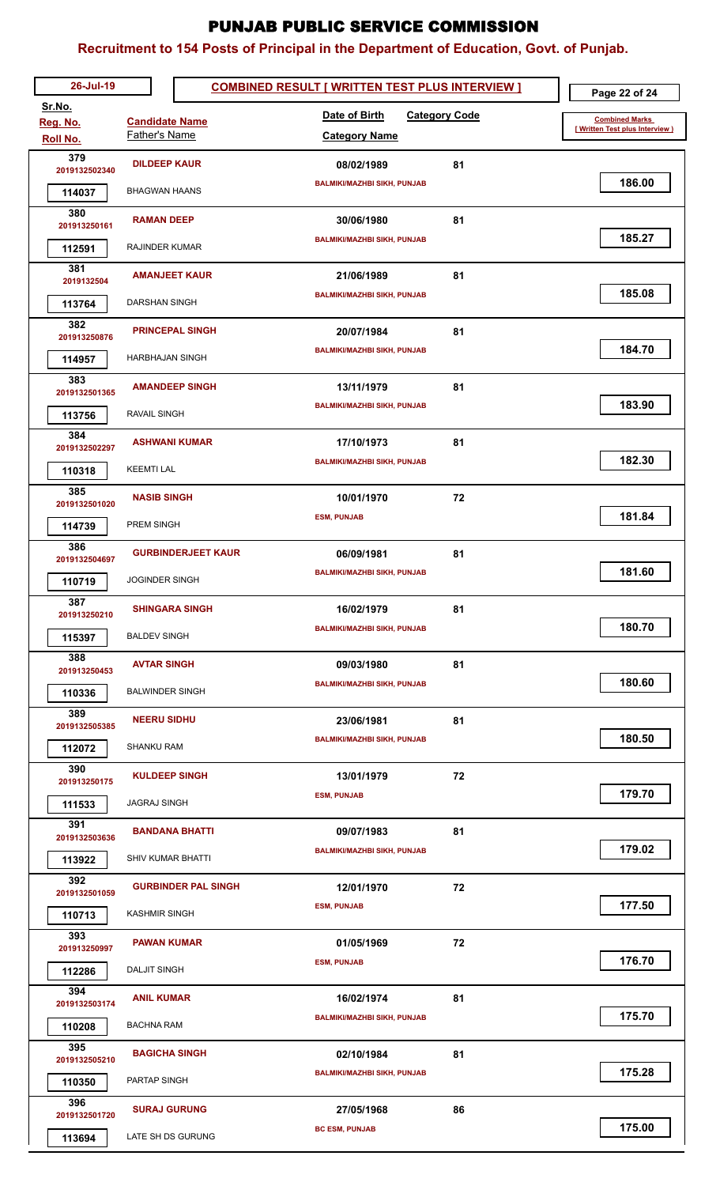# PUNJAB PUBLIC SERVICE COMMISSION

## Recruitment to 154 Posts of Principal in the Department of Education, Govt. of Punjab.

26-Jul-19 | **COMBINED RESULT [ WRITTEN TEST PLUS INTERVIEW ]**

| Sr.No. / Reg. No. / Roll No. | Candidate Name / Father's Name | Date of Birth / Category Name | Category Code | Combined Marks [ Written Test plus Interview ] |
|---|---|---|---|---|
| 379 / 2019132502340 / 114037 | **DILDEEP KAUR** / BHAGWAN HAANS | 08/02/1989 / BALMIKI/MAZHBI SIKH, PUNJAB | 81 | 186.00 |
| 380 / 201913250161 / 112591 | **RAMAN DEEP** / RAJINDER KUMAR | 30/06/1980 / BALMIKI/MAZHBI SIKH, PUNJAB | 81 | 185.27 |
| 381 / 2019132504 / 113764 | **AMANJEET KAUR** / DARSHAN SINGH | 21/06/1989 / BALMIKI/MAZHBI SIKH, PUNJAB | 81 | 185.08 |
| 382 / 201913250876 / 114957 | **PRINCEPAL SINGH** / HARBHAJAN SINGH | 20/07/1984 / BALMIKI/MAZHBI SIKH, PUNJAB | 81 | 184.70 |
| 383 / 2019132501365 / 113756 | **AMANDEEP SINGH** / RAVAIL SINGH | 13/11/1979 / BALMIKI/MAZHBI SIKH, PUNJAB | 81 | 183.90 |
| 384 / 2019132502297 / 110318 | **ASHWANI KUMAR** / KEEMTI LAL | 17/10/1973 / BALMIKI/MAZHBI SIKH, PUNJAB | 81 | 182.30 |
| 385 / 2019132501020 / 114739 | **NASIB SINGH** / PREM SINGH | 10/01/1970 / ESM, PUNJAB | 72 | 181.84 |
| 386 / 2019132504697 / 110719 | **GURBINDERJEET KAUR** / JOGINDER SINGH | 06/09/1981 / BALMIKI/MAZHBI SIKH, PUNJAB | 81 | 181.60 |
| 387 / 201913250210 / 115397 | **SHINGARA SINGH** / BALDEV SINGH | 16/02/1979 / BALMIKI/MAZHBI SIKH, PUNJAB | 81 | 180.70 |
| 388 / 201913250453 / 110336 | **AVTAR SINGH** / BALWINDER SINGH | 09/03/1980 / BALMIKI/MAZHBI SIKH, PUNJAB | 81 | 180.60 |
| 389 / 2019132505385 / 112072 | **NEERU SIDHU** / SHANKU RAM | 23/06/1981 / BALMIKI/MAZHBI SIKH, PUNJAB | 81 | 180.50 |
| 390 / 201913250175 / 111533 | **KULDEEP SINGH** / JAGRAJ SINGH | 13/01/1979 / ESM, PUNJAB | 72 | 179.70 |
| 391 / 2019132503636 / 113922 | **BANDANA BHATTI** / SHIV KUMAR BHATTI | 09/07/1983 / BALMIKI/MAZHBI SIKH, PUNJAB | 81 | 179.02 |
| 392 / 2019132501059 / 110713 | **GURBINDER PAL SINGH** / KASHMIR SINGH | 12/01/1970 / ESM, PUNJAB | 72 | 177.50 |
| 393 / 201913250997 / 112286 | **PAWAN KUMAR** / DALJIT SINGH | 01/05/1969 / ESM, PUNJAB | 72 | 176.70 |
| 394 / 2019132503174 / 110208 | **ANIL KUMAR** / BACHNA RAM | 16/02/1974 / BALMIKI/MAZHBI SIKH, PUNJAB | 81 | 175.70 |
| 395 / 2019132505210 / 110350 | **BAGICHA SINGH** / PARTAP SINGH | 02/10/1984 / BALMIKI/MAZHBI SIKH, PUNJAB | 81 | 175.28 |
| 396 / 2019132501720 / 113694 | **SURAJ GURUNG** / LATE SH DS GURUNG | 27/05/1968 / BC ESM, PUNJAB | 86 | 175.00 |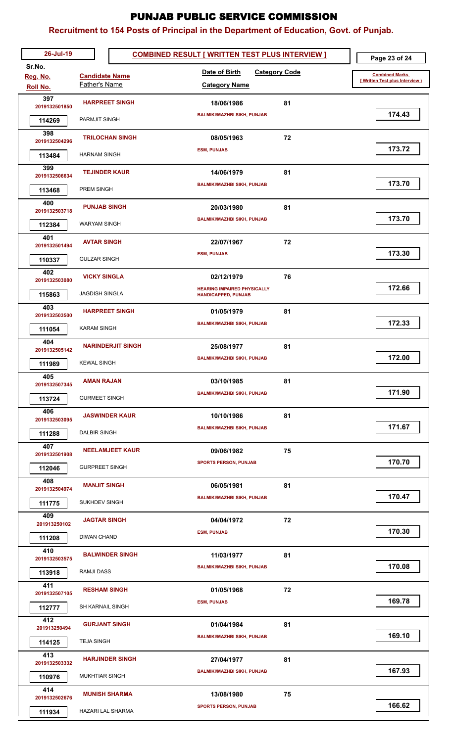# PUNJAB PUBLIC SERVICE COMMISSION

## Recruitment to 154 Posts of Principal in the Department of Education, Govt. of Punjab.

26-Jul-19 — **COMBINED RESULT [ WRITTEN TEST PLUS INTERVIEW ]**

| Sr.No. / Reg. No. / Roll No. | Candidate Name / Father's Name | Date of Birth / Category Name | Category Code | Combined Marks [ Written Test plus Interview ] |
|---|---|---|---|---|
| 397 / 2019132501850 / 114269 | HARPREET SINGH / PARMJIT SINGH | 18/06/1986 / BALMIKI/MAZHBI SIKH, PUNJAB | 81 | 174.43 |
| 398 / 2019132504296 / 113484 | TRILOCHAN SINGH / HARNAM SINGH | 08/05/1963 / ESM, PUNJAB | 72 | 173.72 |
| 399 / 2019132506634 / 113468 | TEJINDER KAUR / PREM SINGH | 14/06/1979 / BALMIKI/MAZHBI SIKH, PUNJAB | 81 | 173.70 |
| 400 / 2019132503718 / 112384 | PUNJAB SINGH / WARYAM SINGH | 20/03/1980 / BALMIKI/MAZHBI SIKH, PUNJAB | 81 | 173.70 |
| 401 / 2019132501494 / 110337 | AVTAR SINGH / GULZAR SINGH | 22/07/1967 / ESM, PUNJAB | 72 | 173.30 |
| 402 / 2019132503080 / 115863 | VICKY SINGLA / JAGDISH SINGLA | 02/12/1979 / HEARING IMPAIRED PHYSICALLY HANDICAPPED, PUNJAB | 76 | 172.66 |
| 403 / 2019132503500 / 111054 | HARPREET SINGH / KARAM SINGH | 01/05/1979 / BALMIKI/MAZHBI SIKH, PUNJAB | 81 | 172.33 |
| 404 / 2019132505142 / 111989 | NARINDERJIT SINGH / KEWAL SINGH | 25/08/1977 / BALMIKI/MAZHBI SIKH, PUNJAB | 81 | 172.00 |
| 405 / 2019132507345 / 113724 | AMAN RAJAN / GURMEET SINGH | 03/10/1985 / BALMIKI/MAZHBI SIKH, PUNJAB | 81 | 171.90 |
| 406 / 2019132503095 / 111288 | JASWINDER KAUR / DALBIR SINGH | 10/10/1986 / BALMIKI/MAZHBI SIKH, PUNJAB | 81 | 171.67 |
| 407 / 2019132501908 / 112046 | NEELAMJEET KAUR / GURPREET SINGH | 09/06/1982 / SPORTS PERSON, PUNJAB | 75 | 170.70 |
| 408 / 2019132504974 / 111775 | MANJIT SINGH / SUKHDEV SINGH | 06/05/1981 / BALMIKI/MAZHBI SIKH, PUNJAB | 81 | 170.47 |
| 409 / 201913250102 / 111208 | JAGTAR SINGH / DIWAN CHAND | 04/04/1972 / ESM, PUNJAB | 72 | 170.30 |
| 410 / 2019132503575 / 113918 | BALWINDER SINGH / RAMJI DASS | 11/03/1977 / BALMIKI/MAZHBI SIKH, PUNJAB | 81 | 170.08 |
| 411 / 2019132507105 / 112777 | RESHAM SINGH / SH KARNAIL SINGH | 01/05/1968 / ESM, PUNJAB | 72 | 169.78 |
| 412 / 201913250494 / 114125 | GURJANT SINGH / TEJA SINGH | 01/04/1984 / BALMIKI/MAZHBI SIKH, PUNJAB | 81 | 169.10 |
| 413 / 2019132503332 / 110976 | HARJINDER SINGH / MUKHTIAR SINGH | 27/04/1977 / BALMIKI/MAZHBI SIKH, PUNJAB | 81 | 167.93 |
| 414 / 2019132502676 / 111934 | MUNISH SHARMA / HAZARI LAL SHARMA | 13/08/1980 / SPORTS PERSON, PUNJAB | 75 | 166.62 |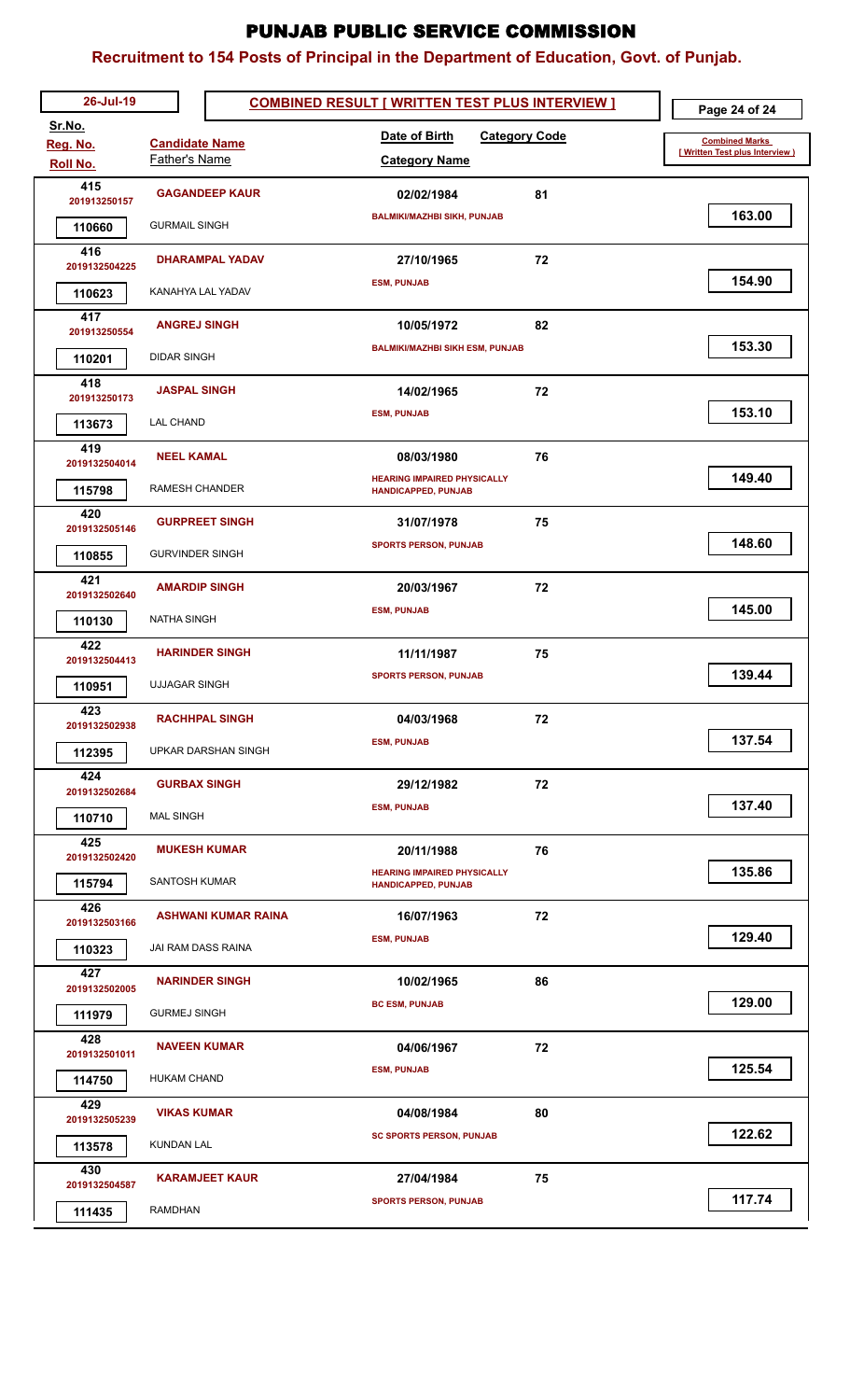# PUNJAB PUBLIC SERVICE COMMISSION

## Recruitment to 154 Posts of Principal in the Department of Education, Govt. of Punjab.

26-Jul-19

**COMBINED RESULT [ WRITTEN TEST PLUS INTERVIEW ]**

| Sr.No. / Reg. No. / Roll No. | Candidate Name / Father's Name | Date of Birth / Category Name | Category Code | Combined Marks [ Written Test plus Interview ] |
|---|---|---|---|---|
| 415 / 201913250157 / 110660 | **GAGANDEEP KAUR** / GURMAIL SINGH | 02/02/1984 / BALMIKI/MAZHBI SIKH, PUNJAB | 81 | 163.00 |
| 416 / 2019132504225 / 110623 | **DHARAMPAL YADAV** / KANAHYA LAL YADAV | 27/10/1965 / ESM, PUNJAB | 72 | 154.90 |
| 417 / 201913250554 / 110201 | **ANGREJ SINGH** / DIDAR SINGH | 10/05/1972 / BALMIKI/MAZHBI SIKH ESM, PUNJAB | 82 | 153.30 |
| 418 / 201913250173 / 113673 | **JASPAL SINGH** / LAL CHAND | 14/02/1965 / ESM, PUNJAB | 72 | 153.10 |
| 419 / 2019132504014 / 115798 | **NEEL KAMAL** / RAMESH CHANDER | 08/03/1980 / HEARING IMPAIRED PHYSICALLY HANDICAPPED, PUNJAB | 76 | 149.40 |
| 420 / 2019132505146 / 110855 | **GURPREET SINGH** / GURVINDER SINGH | 31/07/1978 / SPORTS PERSON, PUNJAB | 75 | 148.60 |
| 421 / 2019132502640 / 110130 | **AMARDIP SINGH** / NATHA SINGH | 20/03/1967 / ESM, PUNJAB | 72 | 145.00 |
| 422 / 2019132504413 / 110951 | **HARINDER SINGH** / UJJAGAR SINGH | 11/11/1987 / SPORTS PERSON, PUNJAB | 75 | 139.44 |
| 423 / 2019132502938 / 112395 | **RACHHPAL SINGH** / UPKAR DARSHAN SINGH | 04/03/1968 / ESM, PUNJAB | 72 | 137.54 |
| 424 / 2019132502684 / 110710 | **GURBAX SINGH** / MAL SINGH | 29/12/1982 / ESM, PUNJAB | 72 | 137.40 |
| 425 / 2019132502420 / 115794 | **MUKESH KUMAR** / SANTOSH KUMAR | 20/11/1988 / HEARING IMPAIRED PHYSICALLY HANDICAPPED, PUNJAB | 76 | 135.86 |
| 426 / 2019132503166 / 110323 | **ASHWANI KUMAR RAINA** / JAI RAM DASS RAINA | 16/07/1963 / ESM, PUNJAB | 72 | 129.40 |
| 427 / 2019132502005 / 111979 | **NARINDER SINGH** / GURMEJ SINGH | 10/02/1965 / BC ESM, PUNJAB | 86 | 129.00 |
| 428 / 2019132501011 / 114750 | **NAVEEN KUMAR** / HUKAM CHAND | 04/06/1967 / ESM, PUNJAB | 72 | 125.54 |
| 429 / 2019132505239 / 113578 | **VIKAS KUMAR** / KUNDAN LAL | 04/08/1984 / SC SPORTS PERSON, PUNJAB | 80 | 122.62 |
| 430 / 2019132504587 / 111435 | **KARAMJEET KAUR** / RAMDHAN | 27/04/1984 / SPORTS PERSON, PUNJAB | 75 | 117.74 |